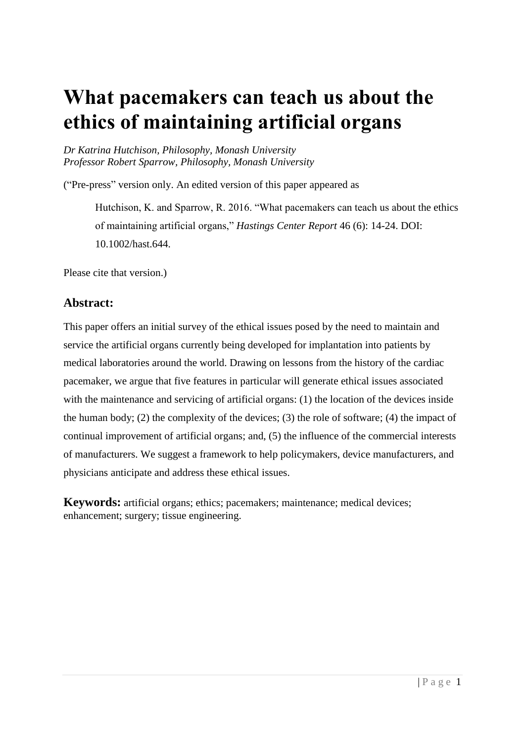# What pacemakers can teach us about the ethics of maintaining artificial organs

*Dr Katrina Hutchison, Philosophy, Monash University*
*Professor Robert Sparrow, Philosophy, Monash University*

("Pre-press" version only. An edited version of this paper appeared as

> Hutchison, K. and Sparrow, R. 2016. "What pacemakers can teach us about the ethics of maintaining artificial organs," *Hastings Center Report* 46 (6): 14-24. DOI: 10.1002/hast.644.

Please cite that version.)

## Abstract:

This paper offers an initial survey of the ethical issues posed by the need to maintain and service the artificial organs currently being developed for implantation into patients by medical laboratories around the world. Drawing on lessons from the history of the cardiac pacemaker, we argue that five features in particular will generate ethical issues associated with the maintenance and servicing of artificial organs: (1) the location of the devices inside the human body; (2) the complexity of the devices; (3) the role of software; (4) the impact of continual improvement of artificial organs; and, (5) the influence of the commercial interests of manufacturers. We suggest a framework to help policymakers, device manufacturers, and physicians anticipate and address these ethical issues.

**Keywords:** artificial organs; ethics; pacemakers; maintenance; medical devices; enhancement; surgery; tissue engineering.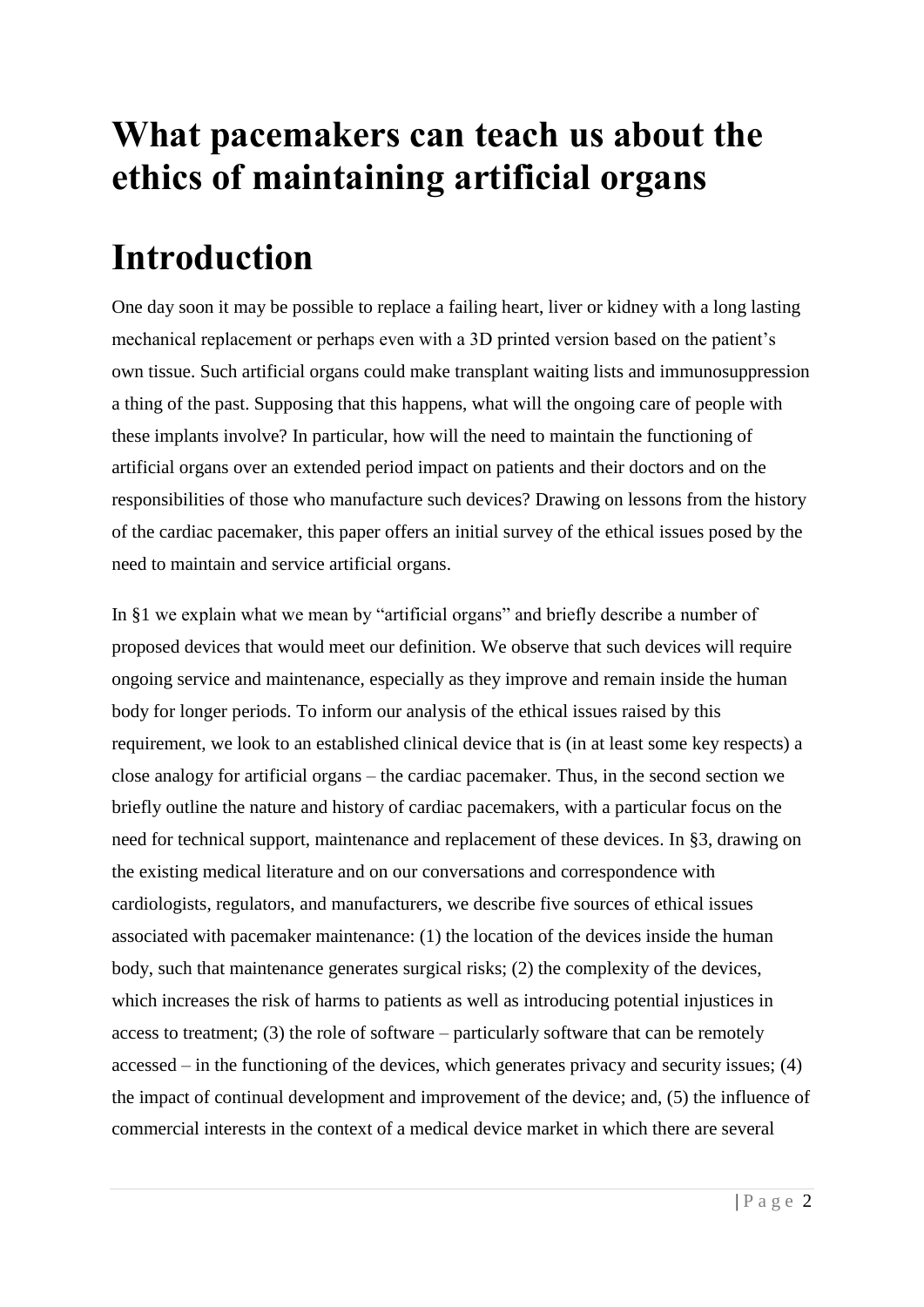# What pacemakers can teach us about the ethics of maintaining artificial organs

# Introduction

One day soon it may be possible to replace a failing heart, liver or kidney with a long lasting mechanical replacement or perhaps even with a 3D printed version based on the patient's own tissue. Such artificial organs could make transplant waiting lists and immunosuppression a thing of the past. Supposing that this happens, what will the ongoing care of people with these implants involve? In particular, how will the need to maintain the functioning of artificial organs over an extended period impact on patients and their doctors and on the responsibilities of those who manufacture such devices? Drawing on lessons from the history of the cardiac pacemaker, this paper offers an initial survey of the ethical issues posed by the need to maintain and service artificial organs.

In §1 we explain what we mean by "artificial organs" and briefly describe a number of proposed devices that would meet our definition. We observe that such devices will require ongoing service and maintenance, especially as they improve and remain inside the human body for longer periods. To inform our analysis of the ethical issues raised by this requirement, we look to an established clinical device that is (in at least some key respects) a close analogy for artificial organs – the cardiac pacemaker. Thus, in the second section we briefly outline the nature and history of cardiac pacemakers, with a particular focus on the need for technical support, maintenance and replacement of these devices. In §3, drawing on the existing medical literature and on our conversations and correspondence with cardiologists, regulators, and manufacturers, we describe five sources of ethical issues associated with pacemaker maintenance: (1) the location of the devices inside the human body, such that maintenance generates surgical risks; (2) the complexity of the devices, which increases the risk of harms to patients as well as introducing potential injustices in access to treatment; (3) the role of software – particularly software that can be remotely accessed – in the functioning of the devices, which generates privacy and security issues; (4) the impact of continual development and improvement of the device; and, (5) the influence of commercial interests in the context of a medical device market in which there are several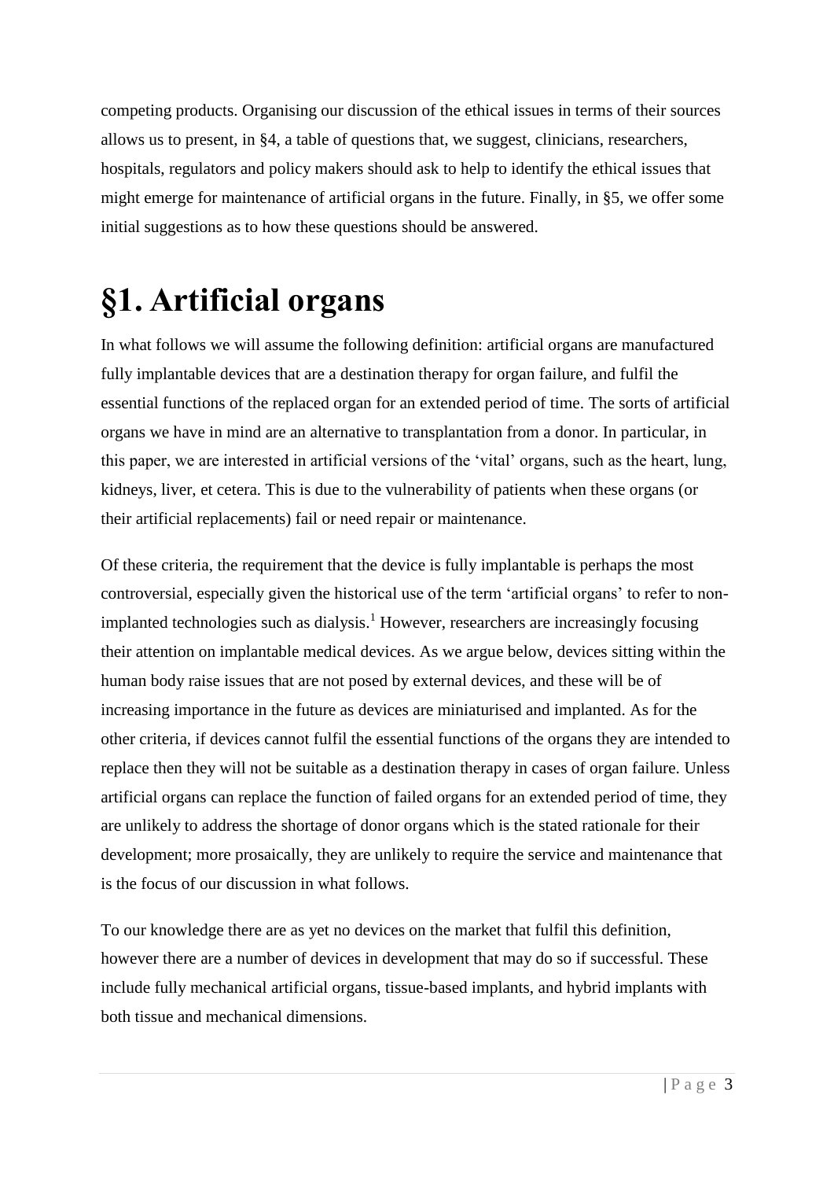competing products. Organising our discussion of the ethical issues in terms of their sources allows us to present, in §4, a table of questions that, we suggest, clinicians, researchers, hospitals, regulators and policy makers should ask to help to identify the ethical issues that might emerge for maintenance of artificial organs in the future. Finally, in §5, we offer some initial suggestions as to how these questions should be answered.

# §1. Artificial organs

In what follows we will assume the following definition: artificial organs are manufactured fully implantable devices that are a destination therapy for organ failure, and fulfil the essential functions of the replaced organ for an extended period of time. The sorts of artificial organs we have in mind are an alternative to transplantation from a donor. In particular, in this paper, we are interested in artificial versions of the 'vital' organs, such as the heart, lung, kidneys, liver, et cetera. This is due to the vulnerability of patients when these organs (or their artificial replacements) fail or need repair or maintenance.

Of these criteria, the requirement that the device is fully implantable is perhaps the most controversial, especially given the historical use of the term 'artificial organs' to refer to non-implanted technologies such as dialysis.[1] However, researchers are increasingly focusing their attention on implantable medical devices. As we argue below, devices sitting within the human body raise issues that are not posed by external devices, and these will be of increasing importance in the future as devices are miniaturised and implanted. As for the other criteria, if devices cannot fulfil the essential functions of the organs they are intended to replace then they will not be suitable as a destination therapy in cases of organ failure. Unless artificial organs can replace the function of failed organs for an extended period of time, they are unlikely to address the shortage of donor organs which is the stated rationale for their development; more prosaically, they are unlikely to require the service and maintenance that is the focus of our discussion in what follows.

To our knowledge there are as yet no devices on the market that fulfil this definition, however there are a number of devices in development that may do so if successful. These include fully mechanical artificial organs, tissue-based implants, and hybrid implants with both tissue and mechanical dimensions.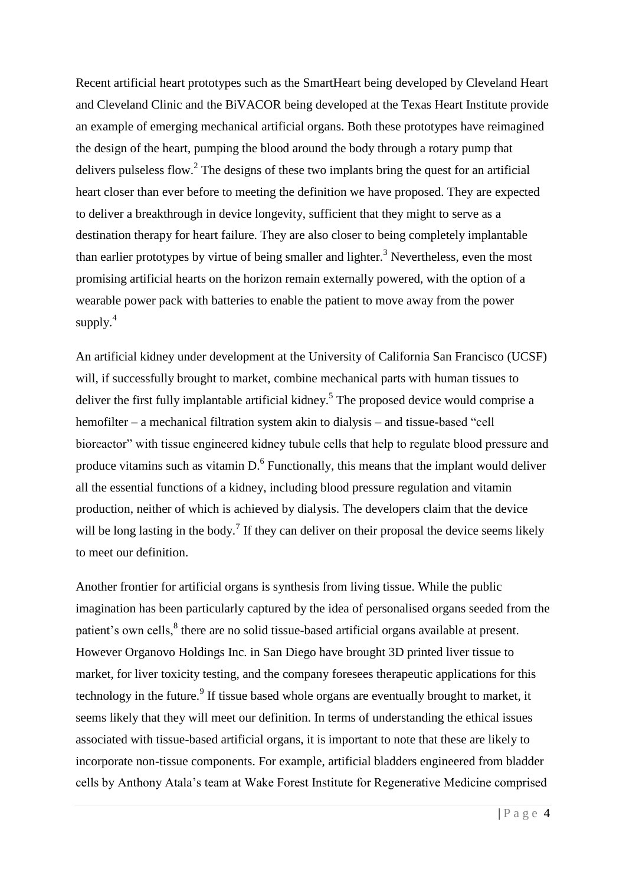Recent artificial heart prototypes such as the SmartHeart being developed by Cleveland Heart and Cleveland Clinic and the BiVACOR being developed at the Texas Heart Institute provide an example of emerging mechanical artificial organs. Both these prototypes have reimagined the design of the heart, pumping the blood around the body through a rotary pump that delivers pulseless flow.[2] The designs of these two implants bring the quest for an artificial heart closer than ever before to meeting the definition we have proposed. They are expected to deliver a breakthrough in device longevity, sufficient that they might to serve as a destination therapy for heart failure. They are also closer to being completely implantable than earlier prototypes by virtue of being smaller and lighter.[3] Nevertheless, even the most promising artificial hearts on the horizon remain externally powered, with the option of a wearable power pack with batteries to enable the patient to move away from the power supply.[4]

An artificial kidney under development at the University of California San Francisco (UCSF) will, if successfully brought to market, combine mechanical parts with human tissues to deliver the first fully implantable artificial kidney.[5] The proposed device would comprise a hemofilter – a mechanical filtration system akin to dialysis – and tissue-based "cell bioreactor" with tissue engineered kidney tubule cells that help to regulate blood pressure and produce vitamins such as vitamin D.[6] Functionally, this means that the implant would deliver all the essential functions of a kidney, including blood pressure regulation and vitamin production, neither of which is achieved by dialysis. The developers claim that the device will be long lasting in the body.[7] If they can deliver on their proposal the device seems likely to meet our definition.

Another frontier for artificial organs is synthesis from living tissue. While the public imagination has been particularly captured by the idea of personalised organs seeded from the patient's own cells,[8] there are no solid tissue-based artificial organs available at present. However Organovo Holdings Inc. in San Diego have brought 3D printed liver tissue to market, for liver toxicity testing, and the company foresees therapeutic applications for this technology in the future.[9] If tissue based whole organs are eventually brought to market, it seems likely that they will meet our definition. In terms of understanding the ethical issues associated with tissue-based artificial organs, it is important to note that these are likely to incorporate non-tissue components. For example, artificial bladders engineered from bladder cells by Anthony Atala's team at Wake Forest Institute for Regenerative Medicine comprised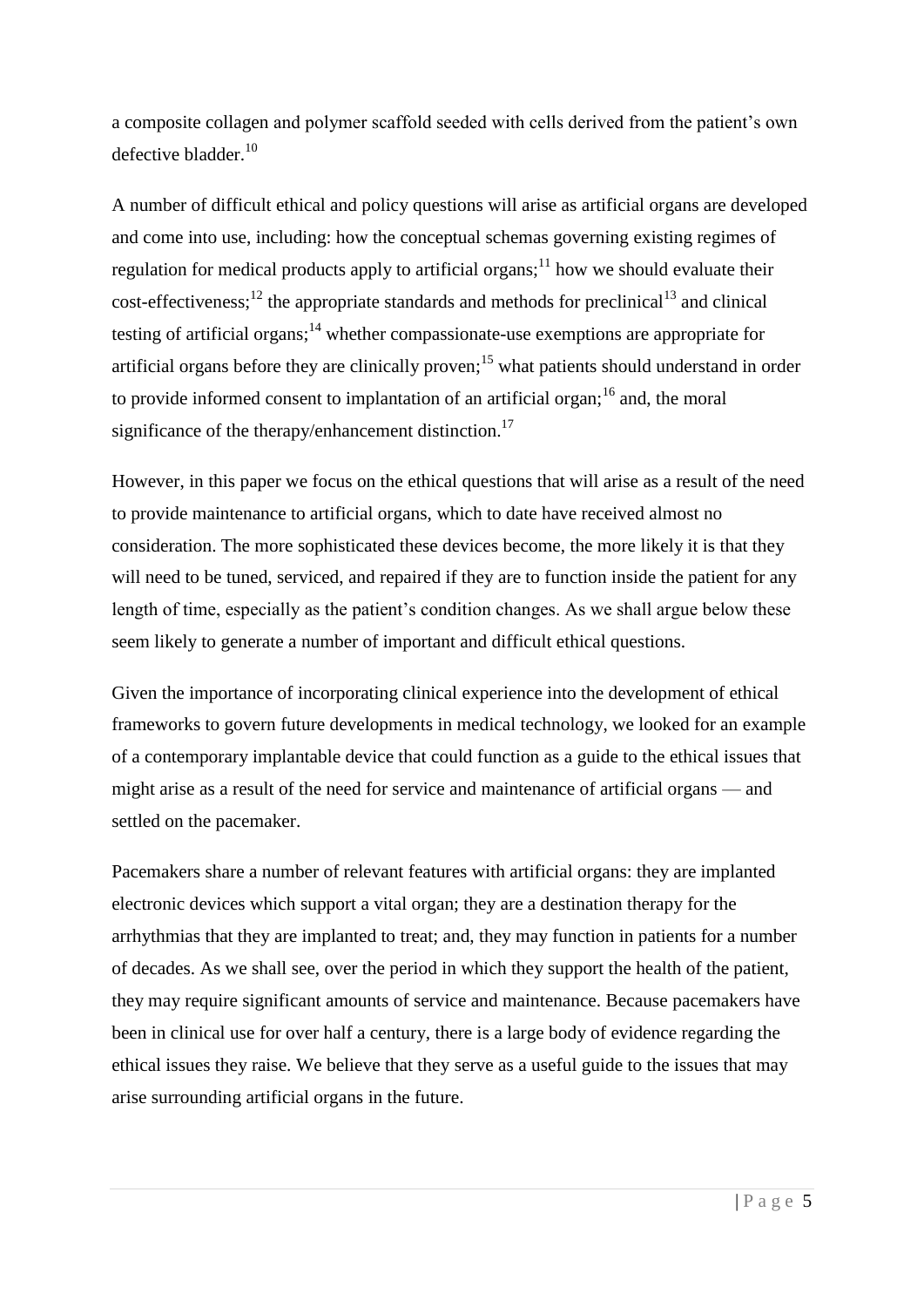a composite collagen and polymer scaffold seeded with cells derived from the patient's own defective bladder.[10]

A number of difficult ethical and policy questions will arise as artificial organs are developed and come into use, including: how the conceptual schemas governing existing regimes of regulation for medical products apply to artificial organs;[11] how we should evaluate their cost-effectiveness;[12] the appropriate standards and methods for preclinical[13] and clinical testing of artificial organs;[14] whether compassionate-use exemptions are appropriate for artificial organs before they are clinically proven;[15] what patients should understand in order to provide informed consent to implantation of an artificial organ;[16] and, the moral significance of the therapy/enhancement distinction.[17]

However, in this paper we focus on the ethical questions that will arise as a result of the need to provide maintenance to artificial organs, which to date have received almost no consideration. The more sophisticated these devices become, the more likely it is that they will need to be tuned, serviced, and repaired if they are to function inside the patient for any length of time, especially as the patient's condition changes. As we shall argue below these seem likely to generate a number of important and difficult ethical questions.

Given the importance of incorporating clinical experience into the development of ethical frameworks to govern future developments in medical technology, we looked for an example of a contemporary implantable device that could function as a guide to the ethical issues that might arise as a result of the need for service and maintenance of artificial organs — and settled on the pacemaker.

Pacemakers share a number of relevant features with artificial organs: they are implanted electronic devices which support a vital organ; they are a destination therapy for the arrhythmias that they are implanted to treat; and, they may function in patients for a number of decades. As we shall see, over the period in which they support the health of the patient, they may require significant amounts of service and maintenance. Because pacemakers have been in clinical use for over half a century, there is a large body of evidence regarding the ethical issues they raise. We believe that they serve as a useful guide to the issues that may arise surrounding artificial organs in the future.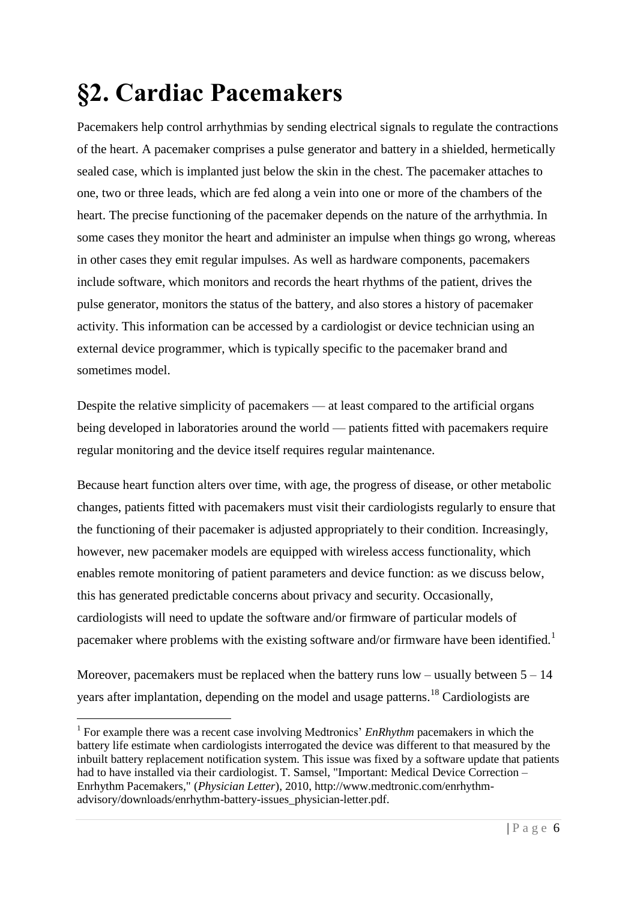# §2. Cardiac Pacemakers

Pacemakers help control arrhythmias by sending electrical signals to regulate the contractions of the heart. A pacemaker comprises a pulse generator and battery in a shielded, hermetically sealed case, which is implanted just below the skin in the chest. The pacemaker attaches to one, two or three leads, which are fed along a vein into one or more of the chambers of the heart. The precise functioning of the pacemaker depends on the nature of the arrhythmia. In some cases they monitor the heart and administer an impulse when things go wrong, whereas in other cases they emit regular impulses. As well as hardware components, pacemakers include software, which monitors and records the heart rhythms of the patient, drives the pulse generator, monitors the status of the battery, and also stores a history of pacemaker activity. This information can be accessed by a cardiologist or device technician using an external device programmer, which is typically specific to the pacemaker brand and sometimes model.

Despite the relative simplicity of pacemakers — at least compared to the artificial organs being developed in laboratories around the world — patients fitted with pacemakers require regular monitoring and the device itself requires regular maintenance.

Because heart function alters over time, with age, the progress of disease, or other metabolic changes, patients fitted with pacemakers must visit their cardiologists regularly to ensure that the functioning of their pacemaker is adjusted appropriately to their condition. Increasingly, however, new pacemaker models are equipped with wireless access functionality, which enables remote monitoring of patient parameters and device function: as we discuss below, this has generated predictable concerns about privacy and security. Occasionally, cardiologists will need to update the software and/or firmware of particular models of pacemaker where problems with the existing software and/or firmware have been identified.[1]

Moreover, pacemakers must be replaced when the battery runs low – usually between 5 – 14 years after implantation, depending on the model and usage patterns.[18] Cardiologists are

---

[1] For example there was a recent case involving Medtronics' *EnRhythm* pacemakers in which the battery life estimate when cardiologists interrogated the device was different to that measured by the inbuilt battery replacement notification system. This issue was fixed by a software update that patients had to have installed via their cardiologist. T. Samsel, "Important: Medical Device Correction – Enrhythm Pacemakers," (*Physician Letter*), 2010, http://www.medtronic.com/enrhythm-advisory/downloads/enrhythm-battery-issues_physician-letter.pdf.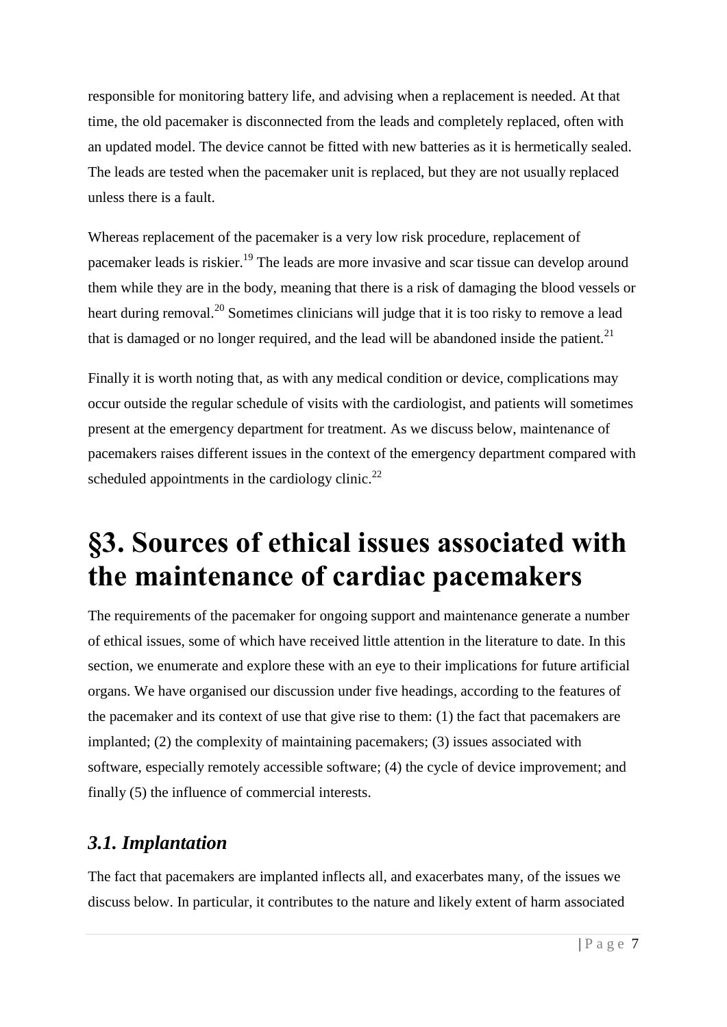responsible for monitoring battery life, and advising when a replacement is needed. At that time, the old pacemaker is disconnected from the leads and completely replaced, often with an updated model. The device cannot be fitted with new batteries as it is hermetically sealed. The leads are tested when the pacemaker unit is replaced, but they are not usually replaced unless there is a fault.

Whereas replacement of the pacemaker is a very low risk procedure, replacement of pacemaker leads is riskier.[19] The leads are more invasive and scar tissue can develop around them while they are in the body, meaning that there is a risk of damaging the blood vessels or heart during removal.[20] Sometimes clinicians will judge that it is too risky to remove a lead that is damaged or no longer required, and the lead will be abandoned inside the patient.[21]

Finally it is worth noting that, as with any medical condition or device, complications may occur outside the regular schedule of visits with the cardiologist, and patients will sometimes present at the emergency department for treatment. As we discuss below, maintenance of pacemakers raises different issues in the context of the emergency department compared with scheduled appointments in the cardiology clinic.[22]

# §3. Sources of ethical issues associated with the maintenance of cardiac pacemakers

The requirements of the pacemaker for ongoing support and maintenance generate a number of ethical issues, some of which have received little attention in the literature to date. In this section, we enumerate and explore these with an eye to their implications for future artificial organs. We have organised our discussion under five headings, according to the features of the pacemaker and its context of use that give rise to them: (1) the fact that pacemakers are implanted; (2) the complexity of maintaining pacemakers; (3) issues associated with software, especially remotely accessible software; (4) the cycle of device improvement; and finally (5) the influence of commercial interests.

## *3.1. Implantation*

The fact that pacemakers are implanted inflects all, and exacerbates many, of the issues we discuss below. In particular, it contributes to the nature and likely extent of harm associated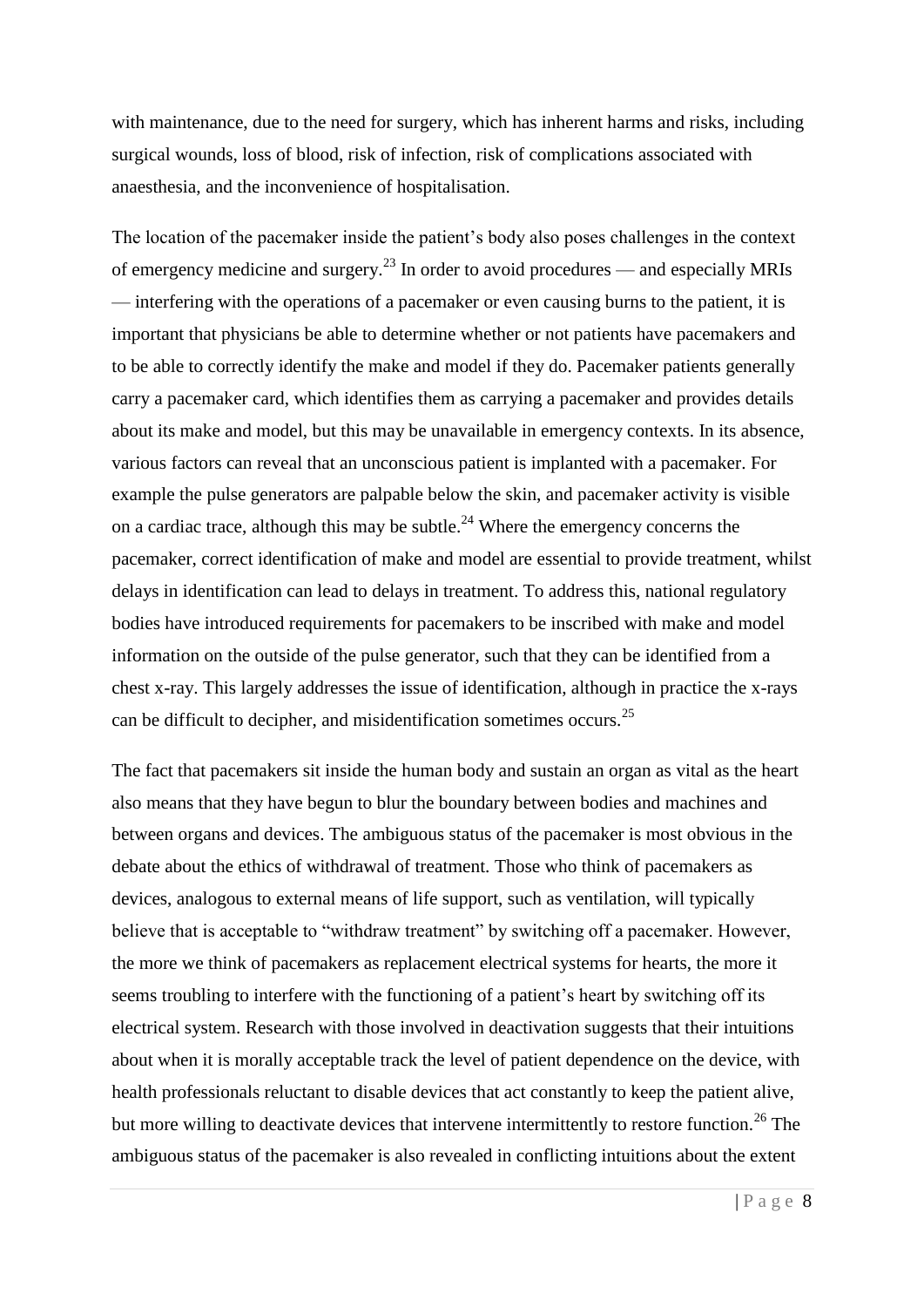with maintenance, due to the need for surgery, which has inherent harms and risks, including surgical wounds, loss of blood, risk of infection, risk of complications associated with anaesthesia, and the inconvenience of hospitalisation.

The location of the pacemaker inside the patient's body also poses challenges in the context of emergency medicine and surgery.[23] In order to avoid procedures — and especially MRIs — interfering with the operations of a pacemaker or even causing burns to the patient, it is important that physicians be able to determine whether or not patients have pacemakers and to be able to correctly identify the make and model if they do. Pacemaker patients generally carry a pacemaker card, which identifies them as carrying a pacemaker and provides details about its make and model, but this may be unavailable in emergency contexts. In its absence, various factors can reveal that an unconscious patient is implanted with a pacemaker. For example the pulse generators are palpable below the skin, and pacemaker activity is visible on a cardiac trace, although this may be subtle.[24] Where the emergency concerns the pacemaker, correct identification of make and model are essential to provide treatment, whilst delays in identification can lead to delays in treatment. To address this, national regulatory bodies have introduced requirements for pacemakers to be inscribed with make and model information on the outside of the pulse generator, such that they can be identified from a chest x-ray. This largely addresses the issue of identification, although in practice the x-rays can be difficult to decipher, and misidentification sometimes occurs.[25]

The fact that pacemakers sit inside the human body and sustain an organ as vital as the heart also means that they have begun to blur the boundary between bodies and machines and between organs and devices. The ambiguous status of the pacemaker is most obvious in the debate about the ethics of withdrawal of treatment. Those who think of pacemakers as devices, analogous to external means of life support, such as ventilation, will typically believe that is acceptable to "withdraw treatment" by switching off a pacemaker. However, the more we think of pacemakers as replacement electrical systems for hearts, the more it seems troubling to interfere with the functioning of a patient's heart by switching off its electrical system. Research with those involved in deactivation suggests that their intuitions about when it is morally acceptable track the level of patient dependence on the device, with health professionals reluctant to disable devices that act constantly to keep the patient alive, but more willing to deactivate devices that intervene intermittently to restore function.[26] The ambiguous status of the pacemaker is also revealed in conflicting intuitions about the extent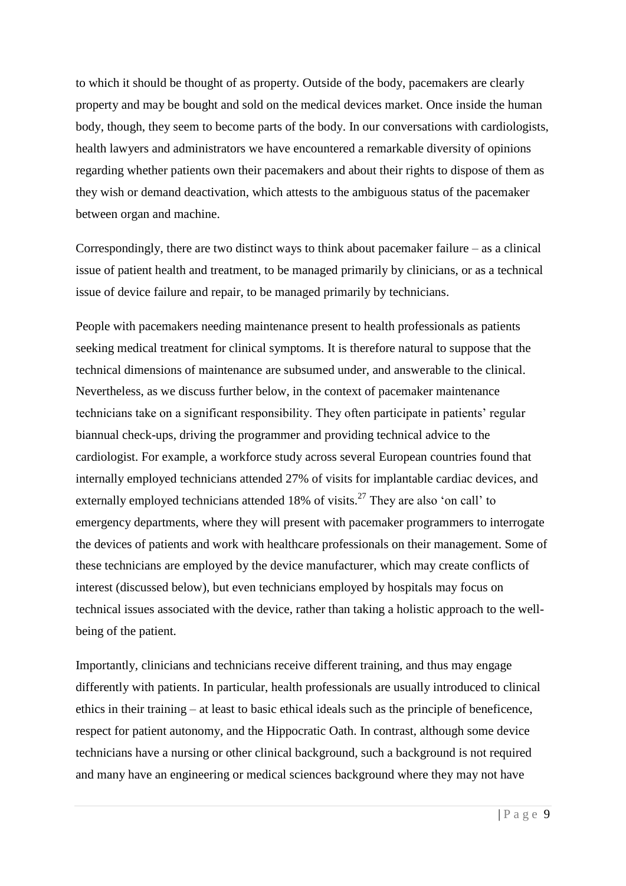to which it should be thought of as property. Outside of the body, pacemakers are clearly property and may be bought and sold on the medical devices market. Once inside the human body, though, they seem to become parts of the body. In our conversations with cardiologists, health lawyers and administrators we have encountered a remarkable diversity of opinions regarding whether patients own their pacemakers and about their rights to dispose of them as they wish or demand deactivation, which attests to the ambiguous status of the pacemaker between organ and machine.

Correspondingly, there are two distinct ways to think about pacemaker failure – as a clinical issue of patient health and treatment, to be managed primarily by clinicians, or as a technical issue of device failure and repair, to be managed primarily by technicians.

People with pacemakers needing maintenance present to health professionals as patients seeking medical treatment for clinical symptoms. It is therefore natural to suppose that the technical dimensions of maintenance are subsumed under, and answerable to the clinical. Nevertheless, as we discuss further below, in the context of pacemaker maintenance technicians take on a significant responsibility. They often participate in patients' regular biannual check-ups, driving the programmer and providing technical advice to the cardiologist. For example, a workforce study across several European countries found that internally employed technicians attended 27% of visits for implantable cardiac devices, and externally employed technicians attended 18% of visits.[27] They are also 'on call' to emergency departments, where they will present with pacemaker programmers to interrogate the devices of patients and work with healthcare professionals on their management. Some of these technicians are employed by the device manufacturer, which may create conflicts of interest (discussed below), but even technicians employed by hospitals may focus on technical issues associated with the device, rather than taking a holistic approach to the well-being of the patient.

Importantly, clinicians and technicians receive different training, and thus may engage differently with patients. In particular, health professionals are usually introduced to clinical ethics in their training – at least to basic ethical ideals such as the principle of beneficence, respect for patient autonomy, and the Hippocratic Oath. In contrast, although some device technicians have a nursing or other clinical background, such a background is not required and many have an engineering or medical sciences background where they may not have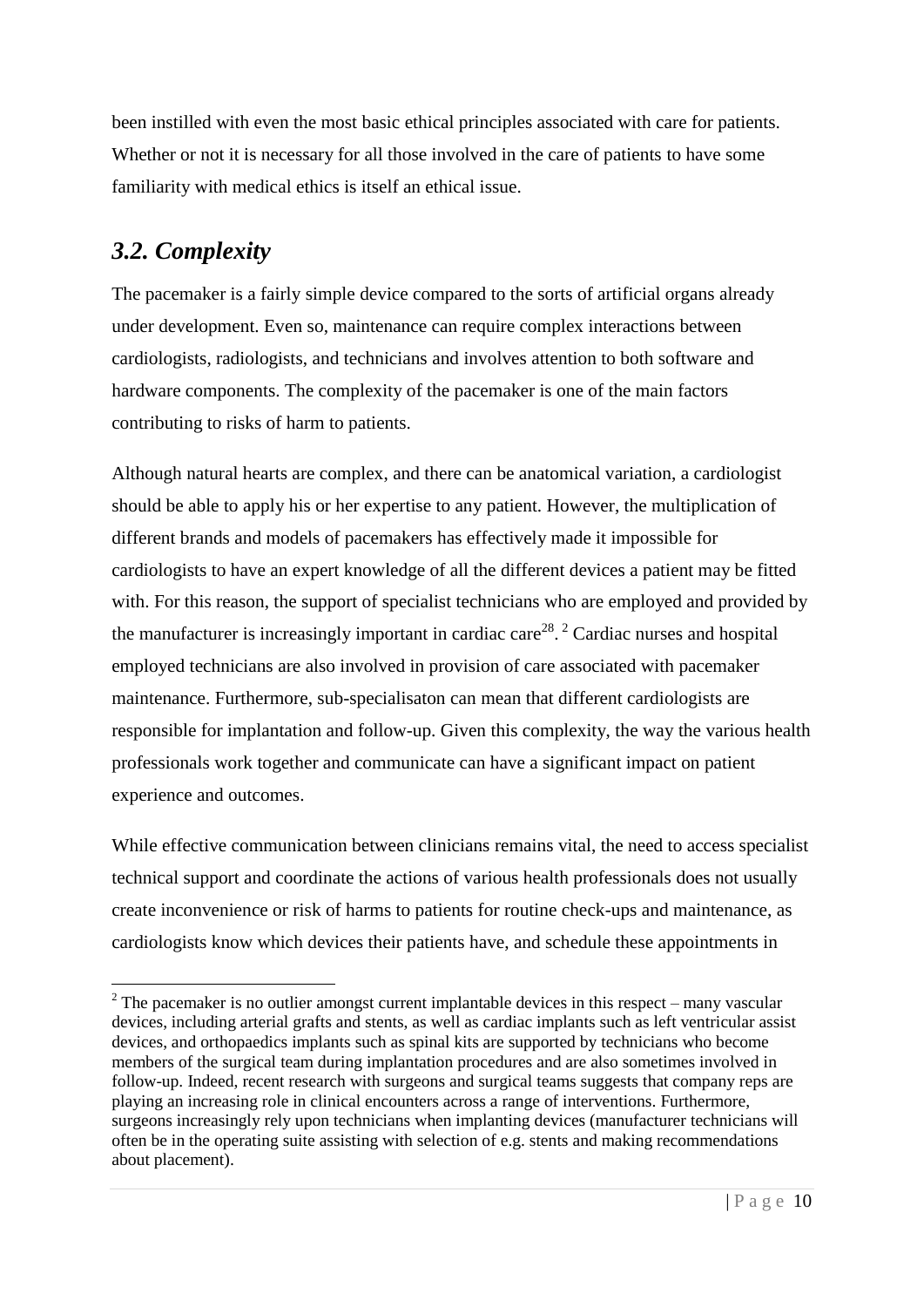been instilled with even the most basic ethical principles associated with care for patients. Whether or not it is necessary for all those involved in the care of patients to have some familiarity with medical ethics is itself an ethical issue.

## *3.2. Complexity*

The pacemaker is a fairly simple device compared to the sorts of artificial organs already under development. Even so, maintenance can require complex interactions between cardiologists, radiologists, and technicians and involves attention to both software and hardware components. The complexity of the pacemaker is one of the main factors contributing to risks of harm to patients.

Although natural hearts are complex, and there can be anatomical variation, a cardiologist should be able to apply his or her expertise to any patient. However, the multiplication of different brands and models of pacemakers has effectively made it impossible for cardiologists to have an expert knowledge of all the different devices a patient may be fitted with. For this reason, the support of specialist technicians who are employed and provided by the manufacturer is increasingly important in cardiac care[28]. [2] Cardiac nurses and hospital employed technicians are also involved in provision of care associated with pacemaker maintenance. Furthermore, sub-specialisaton can mean that different cardiologists are responsible for implantation and follow-up. Given this complexity, the way the various health professionals work together and communicate can have a significant impact on patient experience and outcomes.

While effective communication between clinicians remains vital, the need to access specialist technical support and coordinate the actions of various health professionals does not usually create inconvenience or risk of harms to patients for routine check-ups and maintenance, as cardiologists know which devices their patients have, and schedule these appointments in

---

[2] The pacemaker is no outlier amongst current implantable devices in this respect – many vascular devices, including arterial grafts and stents, as well as cardiac implants such as left ventricular assist devices, and orthopaedics implants such as spinal kits are supported by technicians who become members of the surgical team during implantation procedures and are also sometimes involved in follow-up. Indeed, recent research with surgeons and surgical teams suggests that company reps are playing an increasing role in clinical encounters across a range of interventions. Furthermore, surgeons increasingly rely upon technicians when implanting devices (manufacturer technicians will often be in the operating suite assisting with selection of e.g. stents and making recommendations about placement).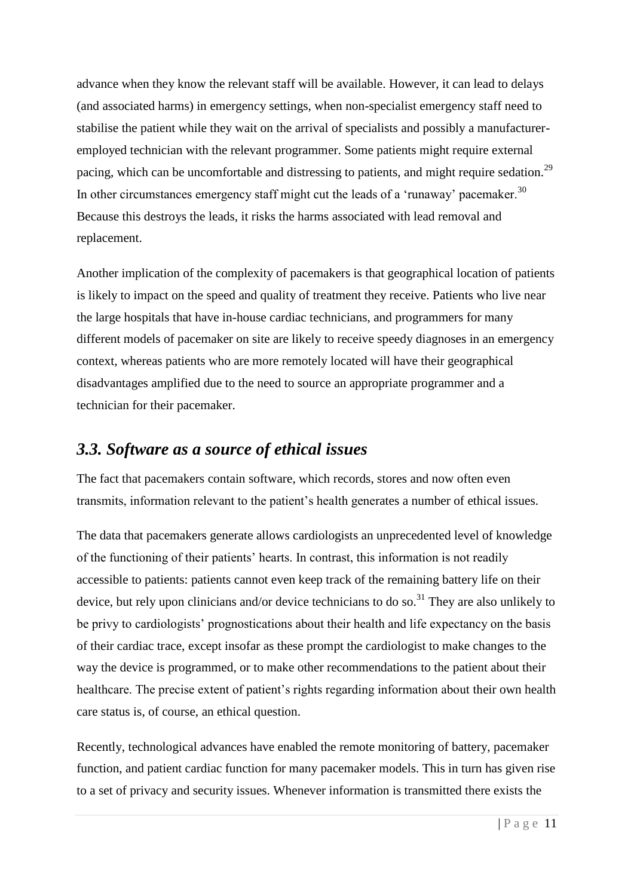advance when they know the relevant staff will be available. However, it can lead to delays (and associated harms) in emergency settings, when non-specialist emergency staff need to stabilise the patient while they wait on the arrival of specialists and possibly a manufacturer-employed technician with the relevant programmer. Some patients might require external pacing, which can be uncomfortable and distressing to patients, and might require sedation.[29] In other circumstances emergency staff might cut the leads of a 'runaway' pacemaker.[30] Because this destroys the leads, it risks the harms associated with lead removal and replacement.

Another implication of the complexity of pacemakers is that geographical location of patients is likely to impact on the speed and quality of treatment they receive. Patients who live near the large hospitals that have in-house cardiac technicians, and programmers for many different models of pacemaker on site are likely to receive speedy diagnoses in an emergency context, whereas patients who are more remotely located will have their geographical disadvantages amplified due to the need to source an appropriate programmer and a technician for their pacemaker.

## *3.3. Software as a source of ethical issues*

The fact that pacemakers contain software, which records, stores and now often even transmits, information relevant to the patient's health generates a number of ethical issues.

The data that pacemakers generate allows cardiologists an unprecedented level of knowledge of the functioning of their patients' hearts. In contrast, this information is not readily accessible to patients: patients cannot even keep track of the remaining battery life on their device, but rely upon clinicians and/or device technicians to do so.[31] They are also unlikely to be privy to cardiologists' prognostications about their health and life expectancy on the basis of their cardiac trace, except insofar as these prompt the cardiologist to make changes to the way the device is programmed, or to make other recommendations to the patient about their healthcare. The precise extent of patient's rights regarding information about their own health care status is, of course, an ethical question.

Recently, technological advances have enabled the remote monitoring of battery, pacemaker function, and patient cardiac function for many pacemaker models. This in turn has given rise to a set of privacy and security issues. Whenever information is transmitted there exists the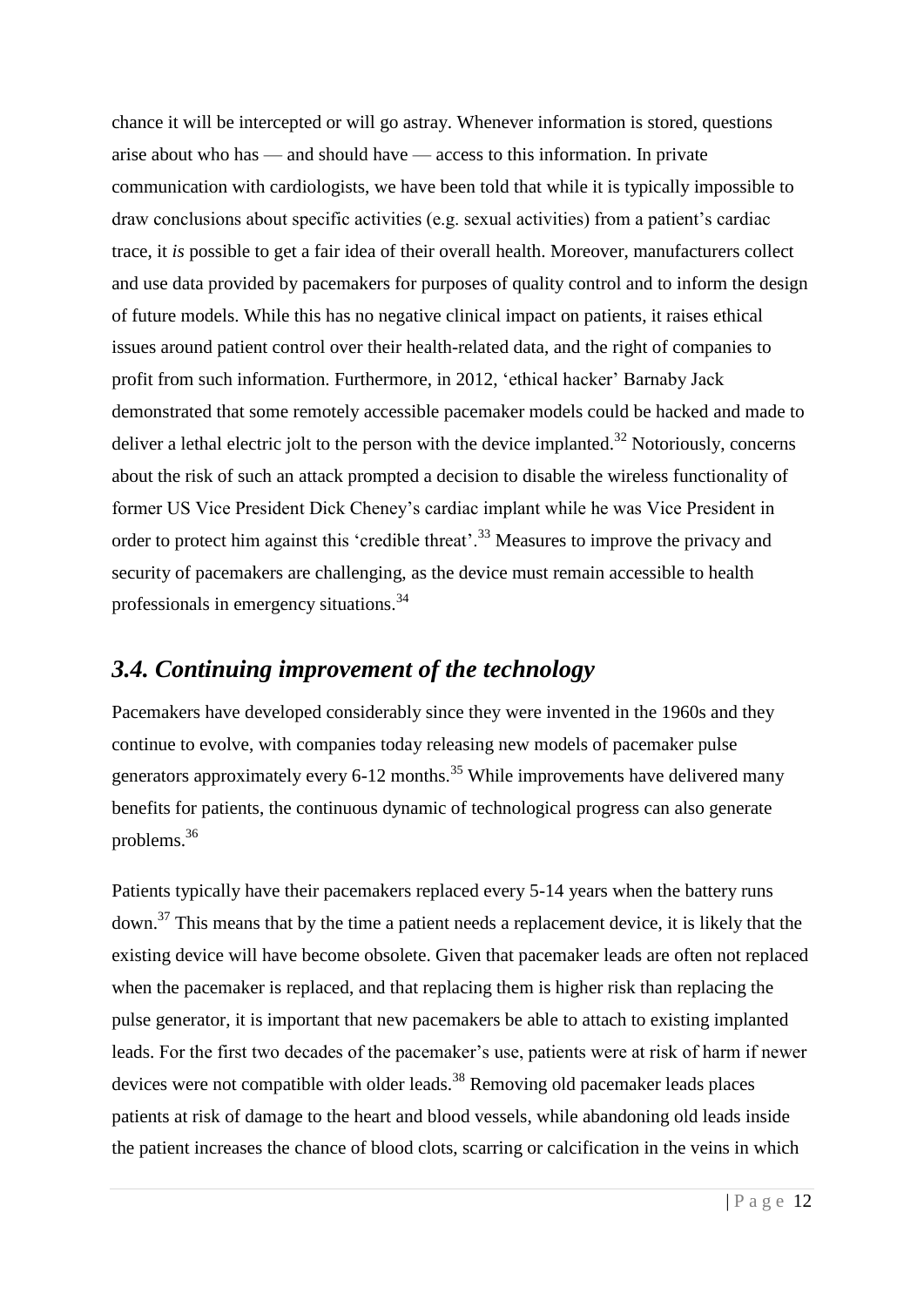chance it will be intercepted or will go astray. Whenever information is stored, questions arise about who has — and should have — access to this information. In private communication with cardiologists, we have been told that while it is typically impossible to draw conclusions about specific activities (e.g. sexual activities) from a patient's cardiac trace, it *is* possible to get a fair idea of their overall health. Moreover, manufacturers collect and use data provided by pacemakers for purposes of quality control and to inform the design of future models. While this has no negative clinical impact on patients, it raises ethical issues around patient control over their health-related data, and the right of companies to profit from such information. Furthermore, in 2012, 'ethical hacker' Barnaby Jack demonstrated that some remotely accessible pacemaker models could be hacked and made to deliver a lethal electric jolt to the person with the device implanted.[32] Notoriously, concerns about the risk of such an attack prompted a decision to disable the wireless functionality of former US Vice President Dick Cheney's cardiac implant while he was Vice President in order to protect him against this 'credible threat'.[33] Measures to improve the privacy and security of pacemakers are challenging, as the device must remain accessible to health professionals in emergency situations.[34]

## *3.4. Continuing improvement of the technology*

Pacemakers have developed considerably since they were invented in the 1960s and they continue to evolve, with companies today releasing new models of pacemaker pulse generators approximately every 6-12 months.[35] While improvements have delivered many benefits for patients, the continuous dynamic of technological progress can also generate problems.[36]

Patients typically have their pacemakers replaced every 5-14 years when the battery runs down.[37] This means that by the time a patient needs a replacement device, it is likely that the existing device will have become obsolete. Given that pacemaker leads are often not replaced when the pacemaker is replaced, and that replacing them is higher risk than replacing the pulse generator, it is important that new pacemakers be able to attach to existing implanted leads. For the first two decades of the pacemaker's use, patients were at risk of harm if newer devices were not compatible with older leads.[38] Removing old pacemaker leads places patients at risk of damage to the heart and blood vessels, while abandoning old leads inside the patient increases the chance of blood clots, scarring or calcification in the veins in which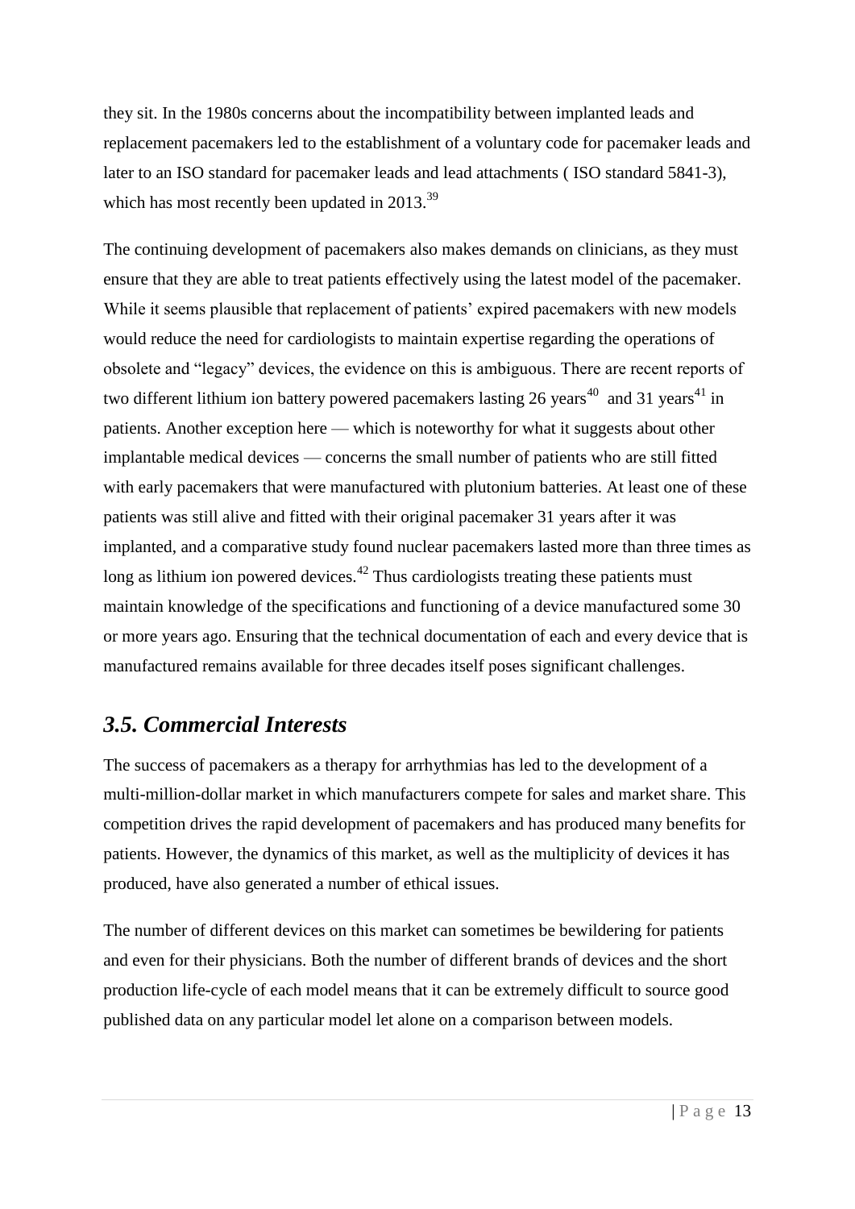they sit. In the 1980s concerns about the incompatibility between implanted leads and replacement pacemakers led to the establishment of a voluntary code for pacemaker leads and later to an ISO standard for pacemaker leads and lead attachments ( ISO standard 5841-3), which has most recently been updated in 2013.[39]

The continuing development of pacemakers also makes demands on clinicians, as they must ensure that they are able to treat patients effectively using the latest model of the pacemaker. While it seems plausible that replacement of patients' expired pacemakers with new models would reduce the need for cardiologists to maintain expertise regarding the operations of obsolete and "legacy" devices, the evidence on this is ambiguous. There are recent reports of two different lithium ion battery powered pacemakers lasting 26 years[40] and 31 years[41] in patients. Another exception here — which is noteworthy for what it suggests about other implantable medical devices — concerns the small number of patients who are still fitted with early pacemakers that were manufactured with plutonium batteries. At least one of these patients was still alive and fitted with their original pacemaker 31 years after it was implanted, and a comparative study found nuclear pacemakers lasted more than three times as long as lithium ion powered devices.[42] Thus cardiologists treating these patients must maintain knowledge of the specifications and functioning of a device manufactured some 30 or more years ago. Ensuring that the technical documentation of each and every device that is manufactured remains available for three decades itself poses significant challenges.

## *3.5. Commercial Interests*

The success of pacemakers as a therapy for arrhythmias has led to the development of a multi-million-dollar market in which manufacturers compete for sales and market share. This competition drives the rapid development of pacemakers and has produced many benefits for patients. However, the dynamics of this market, as well as the multiplicity of devices it has produced, have also generated a number of ethical issues.

The number of different devices on this market can sometimes be bewildering for patients and even for their physicians. Both the number of different brands of devices and the short production life-cycle of each model means that it can be extremely difficult to source good published data on any particular model let alone on a comparison between models.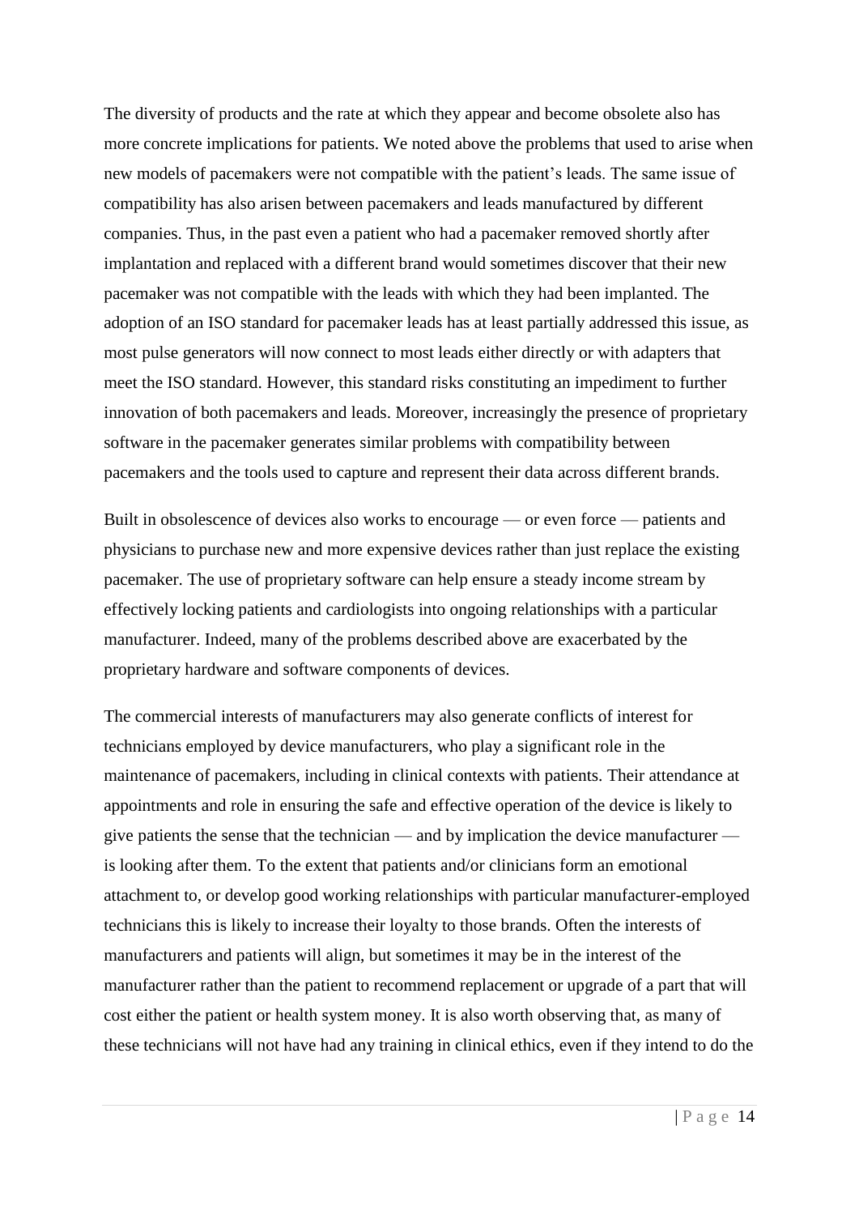The diversity of products and the rate at which they appear and become obsolete also has more concrete implications for patients. We noted above the problems that used to arise when new models of pacemakers were not compatible with the patient's leads. The same issue of compatibility has also arisen between pacemakers and leads manufactured by different companies. Thus, in the past even a patient who had a pacemaker removed shortly after implantation and replaced with a different brand would sometimes discover that their new pacemaker was not compatible with the leads with which they had been implanted. The adoption of an ISO standard for pacemaker leads has at least partially addressed this issue, as most pulse generators will now connect to most leads either directly or with adapters that meet the ISO standard. However, this standard risks constituting an impediment to further innovation of both pacemakers and leads. Moreover, increasingly the presence of proprietary software in the pacemaker generates similar problems with compatibility between pacemakers and the tools used to capture and represent their data across different brands.

Built in obsolescence of devices also works to encourage — or even force — patients and physicians to purchase new and more expensive devices rather than just replace the existing pacemaker. The use of proprietary software can help ensure a steady income stream by effectively locking patients and cardiologists into ongoing relationships with a particular manufacturer. Indeed, many of the problems described above are exacerbated by the proprietary hardware and software components of devices.

The commercial interests of manufacturers may also generate conflicts of interest for technicians employed by device manufacturers, who play a significant role in the maintenance of pacemakers, including in clinical contexts with patients. Their attendance at appointments and role in ensuring the safe and effective operation of the device is likely to give patients the sense that the technician — and by implication the device manufacturer — is looking after them. To the extent that patients and/or clinicians form an emotional attachment to, or develop good working relationships with particular manufacturer-employed technicians this is likely to increase their loyalty to those brands. Often the interests of manufacturers and patients will align, but sometimes it may be in the interest of the manufacturer rather than the patient to recommend replacement or upgrade of a part that will cost either the patient or health system money. It is also worth observing that, as many of these technicians will not have had any training in clinical ethics, even if they intend to do the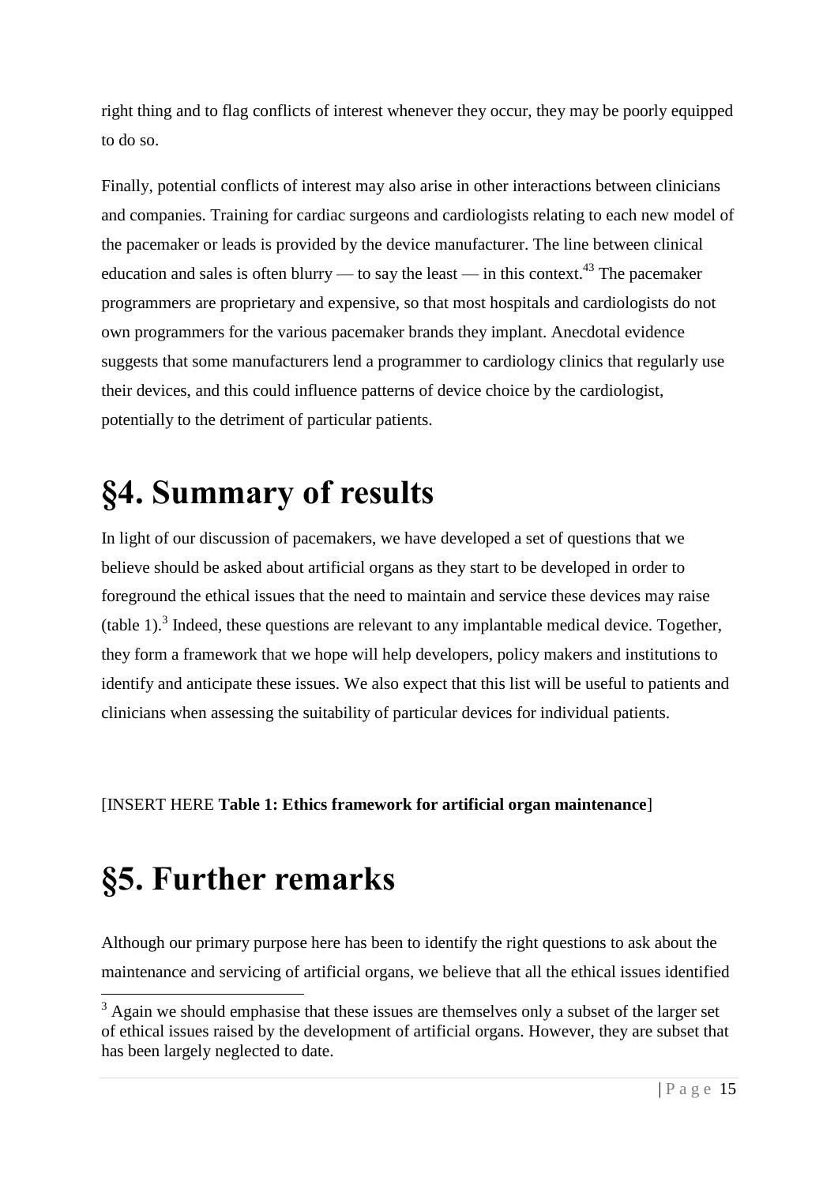right thing and to flag conflicts of interest whenever they occur, they may be poorly equipped to do so.

Finally, potential conflicts of interest may also arise in other interactions between clinicians and companies. Training for cardiac surgeons and cardiologists relating to each new model of the pacemaker or leads is provided by the device manufacturer. The line between clinical education and sales is often blurry — to say the least — in this context.[43] The pacemaker programmers are proprietary and expensive, so that most hospitals and cardiologists do not own programmers for the various pacemaker brands they implant. Anecdotal evidence suggests that some manufacturers lend a programmer to cardiology clinics that regularly use their devices, and this could influence patterns of device choice by the cardiologist, potentially to the detriment of particular patients.

# §4. Summary of results

In light of our discussion of pacemakers, we have developed a set of questions that we believe should be asked about artificial organs as they start to be developed in order to foreground the ethical issues that the need to maintain and service these devices may raise (table 1).[3] Indeed, these questions are relevant to any implantable medical device. Together, they form a framework that we hope will help developers, policy makers and institutions to identify and anticipate these issues. We also expect that this list will be useful to patients and clinicians when assessing the suitability of particular devices for individual patients.

[INSERT HERE **Table 1: Ethics framework for artificial organ maintenance**]

# §5. Further remarks

Although our primary purpose here has been to identify the right questions to ask about the maintenance and servicing of artificial organs, we believe that all the ethical issues identified

[3] Again we should emphasise that these issues are themselves only a subset of the larger set of ethical issues raised by the development of artificial organs. However, they are subset that has been largely neglected to date.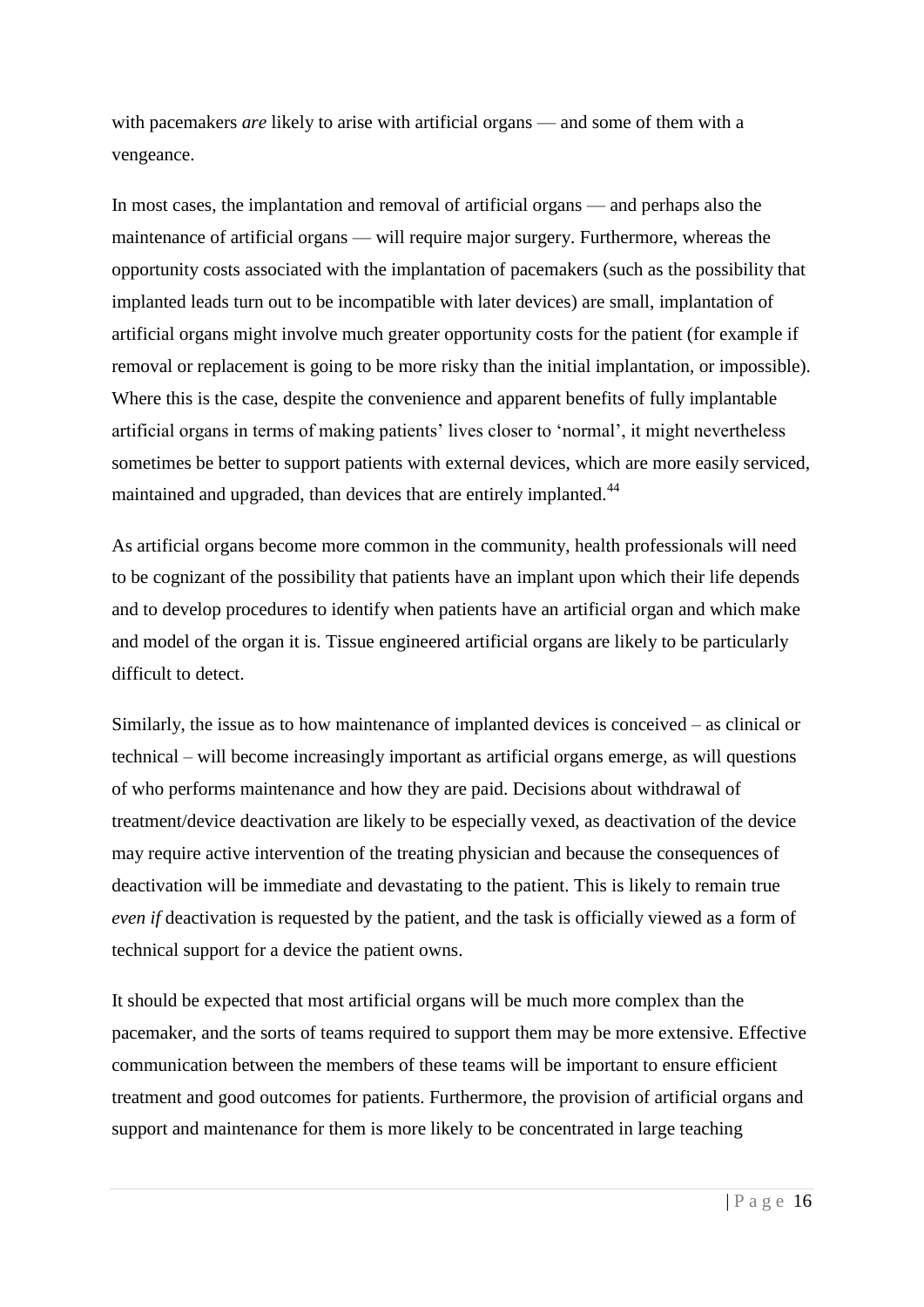with pacemakers *are* likely to arise with artificial organs — and some of them with a vengeance.

In most cases, the implantation and removal of artificial organs — and perhaps also the maintenance of artificial organs — will require major surgery. Furthermore, whereas the opportunity costs associated with the implantation of pacemakers (such as the possibility that implanted leads turn out to be incompatible with later devices) are small, implantation of artificial organs might involve much greater opportunity costs for the patient (for example if removal or replacement is going to be more risky than the initial implantation, or impossible). Where this is the case, despite the convenience and apparent benefits of fully implantable artificial organs in terms of making patients' lives closer to 'normal', it might nevertheless sometimes be better to support patients with external devices, which are more easily serviced, maintained and upgraded, than devices that are entirely implanted.[44]

As artificial organs become more common in the community, health professionals will need to be cognizant of the possibility that patients have an implant upon which their life depends and to develop procedures to identify when patients have an artificial organ and which make and model of the organ it is. Tissue engineered artificial organs are likely to be particularly difficult to detect.

Similarly, the issue as to how maintenance of implanted devices is conceived – as clinical or technical – will become increasingly important as artificial organs emerge, as will questions of who performs maintenance and how they are paid. Decisions about withdrawal of treatment/device deactivation are likely to be especially vexed, as deactivation of the device may require active intervention of the treating physician and because the consequences of deactivation will be immediate and devastating to the patient. This is likely to remain true *even if* deactivation is requested by the patient, and the task is officially viewed as a form of technical support for a device the patient owns.

It should be expected that most artificial organs will be much more complex than the pacemaker, and the sorts of teams required to support them may be more extensive. Effective communication between the members of these teams will be important to ensure efficient treatment and good outcomes for patients. Furthermore, the provision of artificial organs and support and maintenance for them is more likely to be concentrated in large teaching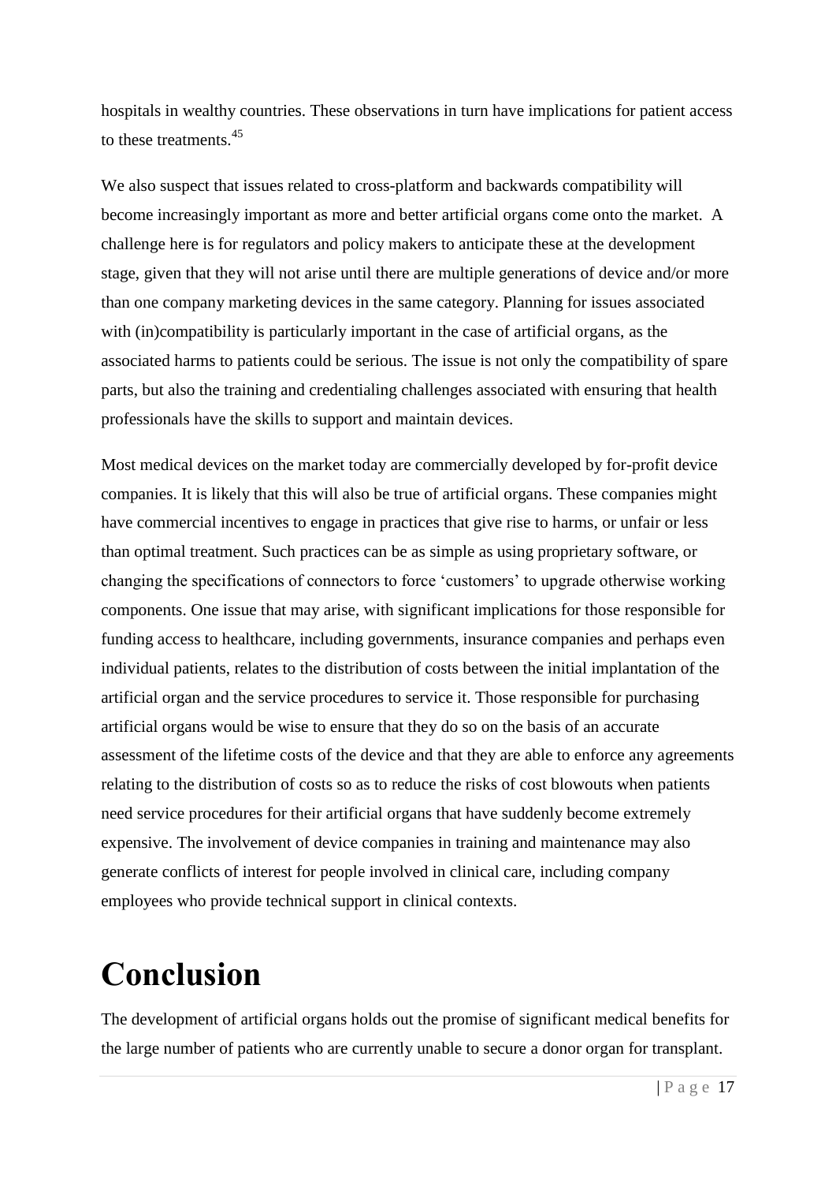hospitals in wealthy countries. These observations in turn have implications for patient access to these treatments.[45]

We also suspect that issues related to cross-platform and backwards compatibility will become increasingly important as more and better artificial organs come onto the market. A challenge here is for regulators and policy makers to anticipate these at the development stage, given that they will not arise until there are multiple generations of device and/or more than one company marketing devices in the same category. Planning for issues associated with (in)compatibility is particularly important in the case of artificial organs, as the associated harms to patients could be serious. The issue is not only the compatibility of spare parts, but also the training and credentialing challenges associated with ensuring that health professionals have the skills to support and maintain devices.

Most medical devices on the market today are commercially developed by for-profit device companies. It is likely that this will also be true of artificial organs. These companies might have commercial incentives to engage in practices that give rise to harms, or unfair or less than optimal treatment. Such practices can be as simple as using proprietary software, or changing the specifications of connectors to force 'customers' to upgrade otherwise working components. One issue that may arise, with significant implications for those responsible for funding access to healthcare, including governments, insurance companies and perhaps even individual patients, relates to the distribution of costs between the initial implantation of the artificial organ and the service procedures to service it. Those responsible for purchasing artificial organs would be wise to ensure that they do so on the basis of an accurate assessment of the lifetime costs of the device and that they are able to enforce any agreements relating to the distribution of costs so as to reduce the risks of cost blowouts when patients need service procedures for their artificial organs that have suddenly become extremely expensive. The involvement of device companies in training and maintenance may also generate conflicts of interest for people involved in clinical care, including company employees who provide technical support in clinical contexts.

# Conclusion

The development of artificial organs holds out the promise of significant medical benefits for the large number of patients who are currently unable to secure a donor organ for transplant.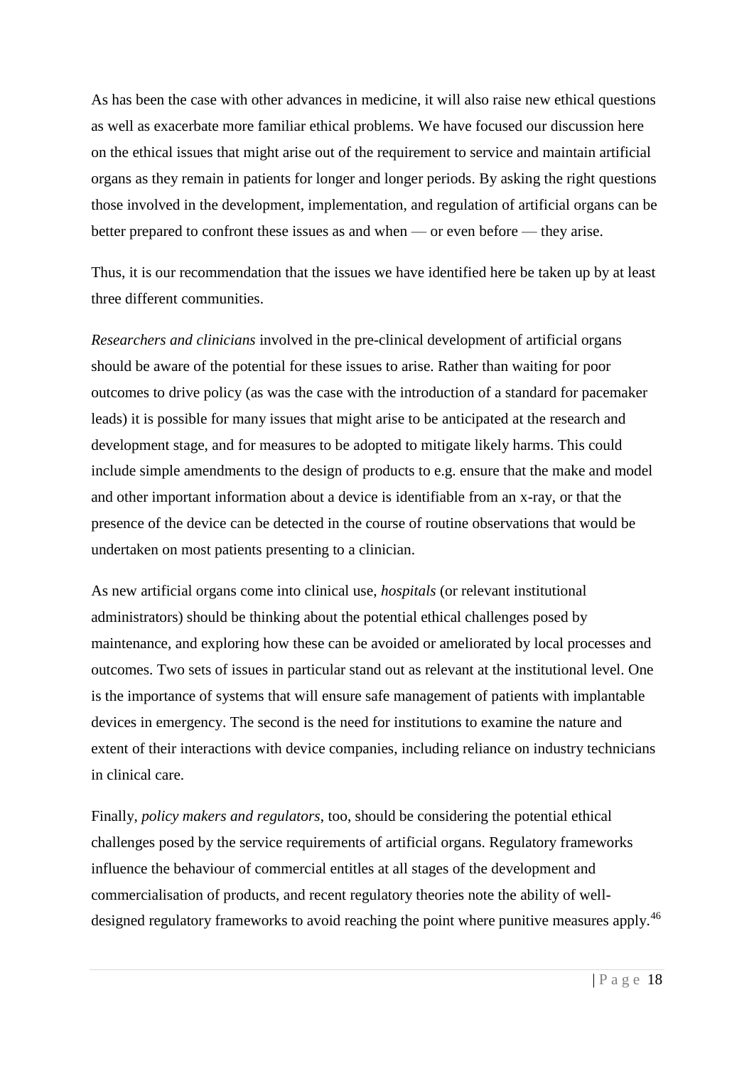As has been the case with other advances in medicine, it will also raise new ethical questions as well as exacerbate more familiar ethical problems. We have focused our discussion here on the ethical issues that might arise out of the requirement to service and maintain artificial organs as they remain in patients for longer and longer periods. By asking the right questions those involved in the development, implementation, and regulation of artificial organs can be better prepared to confront these issues as and when — or even before — they arise.

Thus, it is our recommendation that the issues we have identified here be taken up by at least three different communities.

*Researchers and clinicians* involved in the pre-clinical development of artificial organs should be aware of the potential for these issues to arise. Rather than waiting for poor outcomes to drive policy (as was the case with the introduction of a standard for pacemaker leads) it is possible for many issues that might arise to be anticipated at the research and development stage, and for measures to be adopted to mitigate likely harms. This could include simple amendments to the design of products to e.g. ensure that the make and model and other important information about a device is identifiable from an x-ray, or that the presence of the device can be detected in the course of routine observations that would be undertaken on most patients presenting to a clinician.

As new artificial organs come into clinical use, *hospitals* (or relevant institutional administrators) should be thinking about the potential ethical challenges posed by maintenance, and exploring how these can be avoided or ameliorated by local processes and outcomes. Two sets of issues in particular stand out as relevant at the institutional level. One is the importance of systems that will ensure safe management of patients with implantable devices in emergency. The second is the need for institutions to examine the nature and extent of their interactions with device companies, including reliance on industry technicians in clinical care.

Finally, *policy makers and regulators*, too, should be considering the potential ethical challenges posed by the service requirements of artificial organs. Regulatory frameworks influence the behaviour of commercial entitles at all stages of the development and commercialisation of products, and recent regulatory theories note the ability of well-designed regulatory frameworks to avoid reaching the point where punitive measures apply.[46]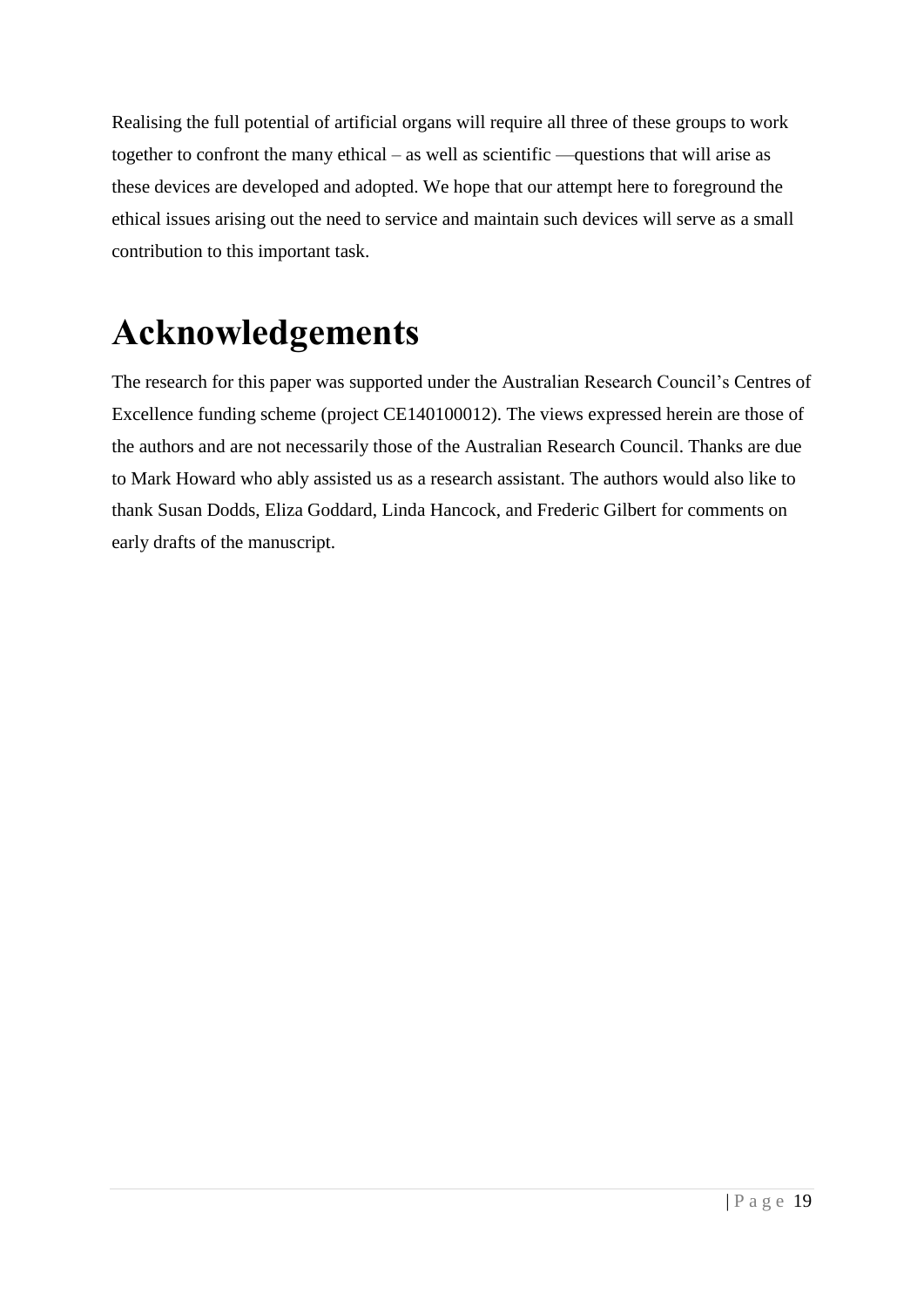Realising the full potential of artificial organs will require all three of these groups to work together to confront the many ethical – as well as scientific —questions that will arise as these devices are developed and adopted. We hope that our attempt here to foreground the ethical issues arising out the need to service and maintain such devices will serve as a small contribution to this important task.

# Acknowledgements

The research for this paper was supported under the Australian Research Council's Centres of Excellence funding scheme (project CE140100012). The views expressed herein are those of the authors and are not necessarily those of the Australian Research Council. Thanks are due to Mark Howard who ably assisted us as a research assistant. The authors would also like to thank Susan Dodds, Eliza Goddard, Linda Hancock, and Frederic Gilbert for comments on early drafts of the manuscript.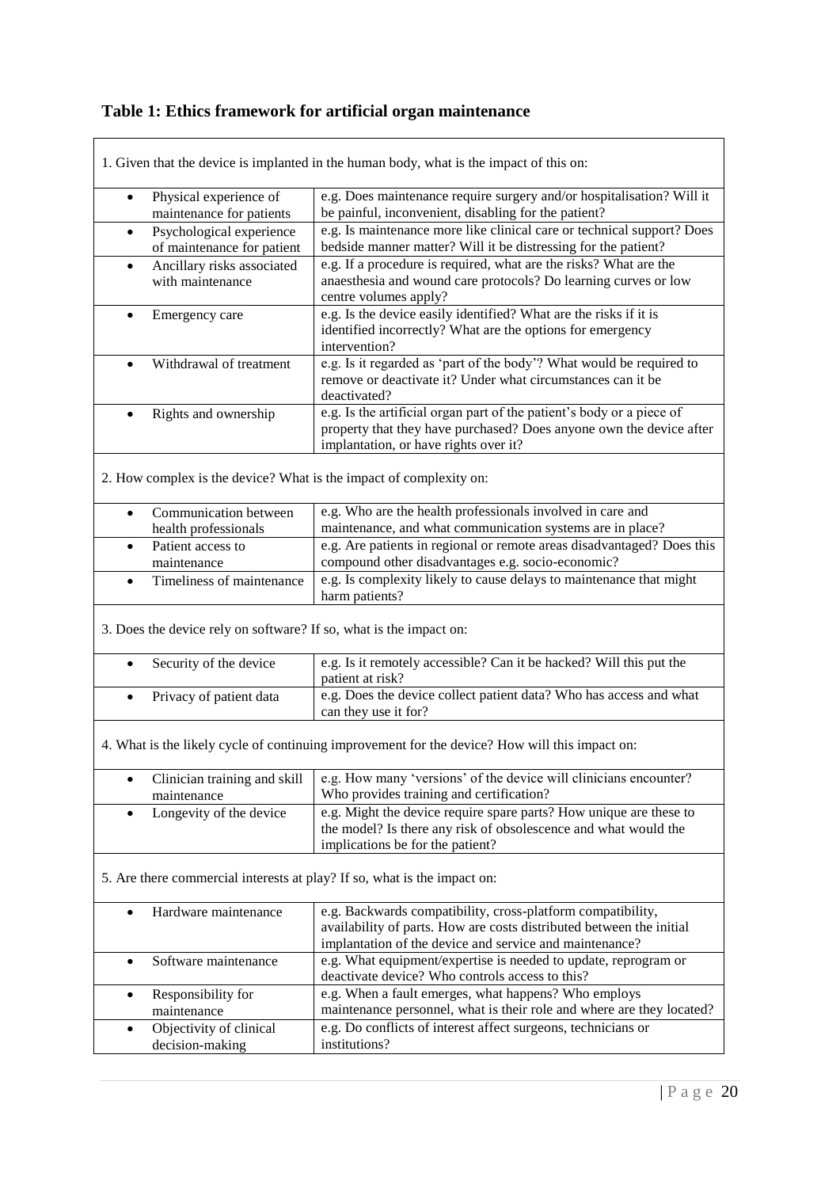## Table 1: Ethics framework for artificial organ maintenance

| | |
|---|---|
| **1. Given that the device is implanted in the human body, what is the impact of this on:** | |
| • Physical experience of maintenance for patients | e.g. Does maintenance require surgery and/or hospitalisation? Will it be painful, inconvenient, disabling for the patient? |
| • Psychological experience of maintenance for patient | e.g. Is maintenance more like clinical care or technical support? Does bedside manner matter? Will it be distressing for the patient? |
| • Ancillary risks associated with maintenance | e.g. If a procedure is required, what are the risks? What are the anaesthesia and wound care protocols? Do learning curves or low centre volumes apply? |
| • Emergency care | e.g. Is the device easily identified? What are the risks if it is identified incorrectly? What are the options for emergency intervention? |
| • Withdrawal of treatment | e.g. Is it regarded as 'part of the body'? What would be required to remove or deactivate it? Under what circumstances can it be deactivated? |
| • Rights and ownership | e.g. Is the artificial organ part of the patient's body or a piece of property that they have purchased? Does anyone own the device after implantation, or have rights over it? |
| **2. How complex is the device? What is the impact of complexity on:** | |
| • Communication between health professionals | e.g. Who are the health professionals involved in care and maintenance, and what communication systems are in place? |
| • Patient access to maintenance | e.g. Are patients in regional or remote areas disadvantaged? Does this compound other disadvantages e.g. socio-economic? |
| • Timeliness of maintenance | e.g. Is complexity likely to cause delays to maintenance that might harm patients? |
| **3. Does the device rely on software? If so, what is the impact on:** | |
| • Security of the device | e.g. Is it remotely accessible? Can it be hacked? Will this put the patient at risk? |
| • Privacy of patient data | e.g. Does the device collect patient data? Who has access and what can they use it for? |
| **4. What is the likely cycle of continuing improvement for the device? How will this impact on:** | |
| • Clinician training and skill maintenance | e.g. How many 'versions' of the device will clinicians encounter? Who provides training and certification? |
| • Longevity of the device | e.g. Might the device require spare parts? How unique are these to the model? Is there any risk of obsolescence and what would the implications be for the patient? |
| **5. Are there commercial interests at play? If so, what is the impact on:** | |
| • Hardware maintenance | e.g. Backwards compatibility, cross-platform compatibility, availability of parts. How are costs distributed between the initial implantation of the device and service and maintenance? |
| • Software maintenance | e.g. What equipment/expertise is needed to update, reprogram or deactivate device? Who controls access to this? |
| • Responsibility for maintenance | e.g. When a fault emerges, what happens? Who employs maintenance personnel, what is their role and where are they located? |
| • Objectivity of clinical decision-making | e.g. Do conflicts of interest affect surgeons, technicians or institutions? |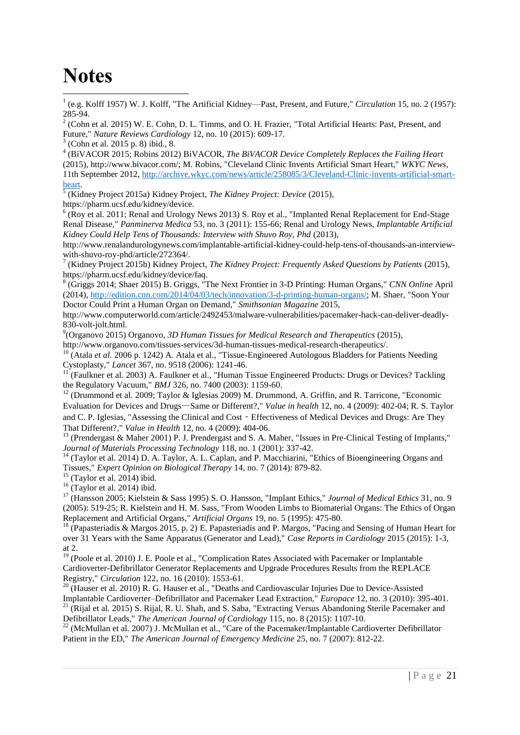# Notes

[1] (e.g. Kolff 1957) W. J. Kolff, "The Artificial Kidney—Past, Present, and Future," *Circulation* 15, no. 2 (1957): 285-94.

[2] (Cohn et al. 2015) W. E. Cohn, D. L. Timms, and O. H. Frazier, "Total Artificial Hearts: Past, Present, and Future," *Nature Reviews Cardiology* 12, no. 10 (2015): 609-17.

[3] (Cohn et al. 2015 p. 8) ibid., 8.

[4] (BiVACOR 2015; Robins 2012) BiVACOR, *The BiVACOR Device Completely Replaces the Failing Heart* (2015), http://www.bivacor.com/; M. Robins, "Cleveland Clinic Invents Artificial Smart Heart," *WKYC News*, 11th September 2012, http://archive.wkyc.com/news/article/258085/3/Cleveland-Clinic-invents-artificial-smart-heart.

[5] (Kidney Project 2015a) Kidney Project, *The Kidney Project: Device* (2015), https://pharm.ucsf.edu/kidney/device.

[6] (Roy et al. 2011; Renal and Urology News 2013) S. Roy et al., "Implanted Renal Replacement for End-Stage Renal Disease," *Panminerva Medica* 53, no. 3 (2011): 155-66; Renal and Urology News, *Implantable Artificial Kidney Could Help Tens of Thousands: Interview with Shuvo Roy, Phd* (2013), http://www.renalandurologynews.com/implantable-artificial-kidney-could-help-tens-of-thousands-an-interview-with-shuvo-roy-phd/article/272364/.

[7] (Kidney Project 2015b) Kidney Project, *The Kidney Project: Frequently Asked Questions by Patients* (2015), https://pharm.ucsf.edu/kidney/device/faq.

[8] (Griggs 2014; Shaer 2015) B. Griggs, "The Next Frontier in 3-D Printing: Human Organs," *CNN Online* April (2014), http://edition.cnn.com/2014/04/03/tech/innovation/3-d-printing-human-organs/; M. Shaer, "Soon Your Doctor Could Print a Human Organ on Demand," *Smithsonian Magazine* 2015, http://www.computerworld.com/article/2492453/malware-vulnerabilities/pacemaker-hack-can-deliver-deadly-830-volt-jolt.html.

[9] (Organovo 2015) Organovo, *3D Human Tissues for Medical Research and Therapeutics* (2015), http://www.organovo.com/tissues-services/3d-human-tissues-medical-research-therapeutics/.

[10] (Atala *et al.* 2006 p. 1242) A. Atala et al., "Tissue-Engineered Autologous Bladders for Patients Needing Cystoplasty," *Lancet* 367, no. 9518 (2006): 1241-46.

[11] (Faulkner et al. 2003) A. Faulkner et al., "Human Tissue Engineered Products: Drugs or Devices? Tackling the Regulatory Vacuum," *BMJ* 326, no. 7400 (2003): 1159-60.

[12] (Drummond et al. 2009; Taylor & Iglesias 2009) M. Drummond, A. Griffin, and R. Tarricone, "Economic Evaluation for Devices and Drugs—Same or Different?," *Value in health* 12, no. 4 (2009): 402-04; R. S. Taylor and C. P. Iglesias, "Assessing the Clinical and Cost‐Effectiveness of Medical Devices and Drugs: Are They That Different?," *Value in Health* 12, no. 4 (2009): 404-06.

[13] (Prendergast & Maher 2001) P. J. Prendergast and S. A. Maher, "Issues in Pre-Clinical Testing of Implants," *Journal of Materials Processing Technology* 118, no. 1 (2001): 337-42.

[14] (Taylor et al. 2014) D. A. Taylor, A. L. Caplan, and P. Macchiarini, "Ethics of Bioengineering Organs and Tissues," *Expert Opinion on Biological Therapy* 14, no. 7 (2014): 879-82.

[15] (Taylor et al. 2014) ibid.

[16] (Taylor et al. 2014) ibid.

[17] (Hansson 2005; Kielstein & Sass 1995) S. O. Hansson, "Implant Ethics," *Journal of Medical Ethics* 31, no. 9 (2005): 519-25; R. Kielstein and H. M. Sass, "From Wooden Limbs to Biomaterial Organs: The Ethics of Organ Replacement and Artificial Organs," *Artificial Organs* 19, no. 5 (1995): 475-80.

[18] (Papasteriadis & Margos 2015, p. 2) E. Papasteriadis and P. Margos, "Pacing and Sensing of Human Heart for over 31 Years with the Same Apparatus (Generator and Lead)," *Case Reports in Cardiology* 2015 (2015): 1-3, at 2.

[19] (Poole et al. 2010) J. E. Poole et al., "Complication Rates Associated with Pacemaker or Implantable Cardioverter-Defibrillator Generator Replacements and Upgrade Procedures Results from the REPLACE Registry," *Circulation* 122, no. 16 (2010): 1553-61.

[20] (Hauser et al. 2010) R. G. Hauser et al., "Deaths and Cardiovascular Injuries Due to Device-Assisted Implantable Cardioverter–Defibrillator and Pacemaker Lead Extraction," *Europace* 12, no. 3 (2010): 395-401.

[21] (Rijal et al. 2015) S. Rijal, R. U. Shah, and S. Saba, "Extracting Versus Abandoning Sterile Pacemaker and Defibrillator Leads," *The American Journal of Cardiology* 115, no. 8 (2015): 1107-10.

[22] (McMullan et al. 2007) J. McMullan et al., "Care of the Pacemaker/Implantable Cardioverter Defibrillator Patient in the ED," *The American Journal of Emergency Medicine* 25, no. 7 (2007): 812-22.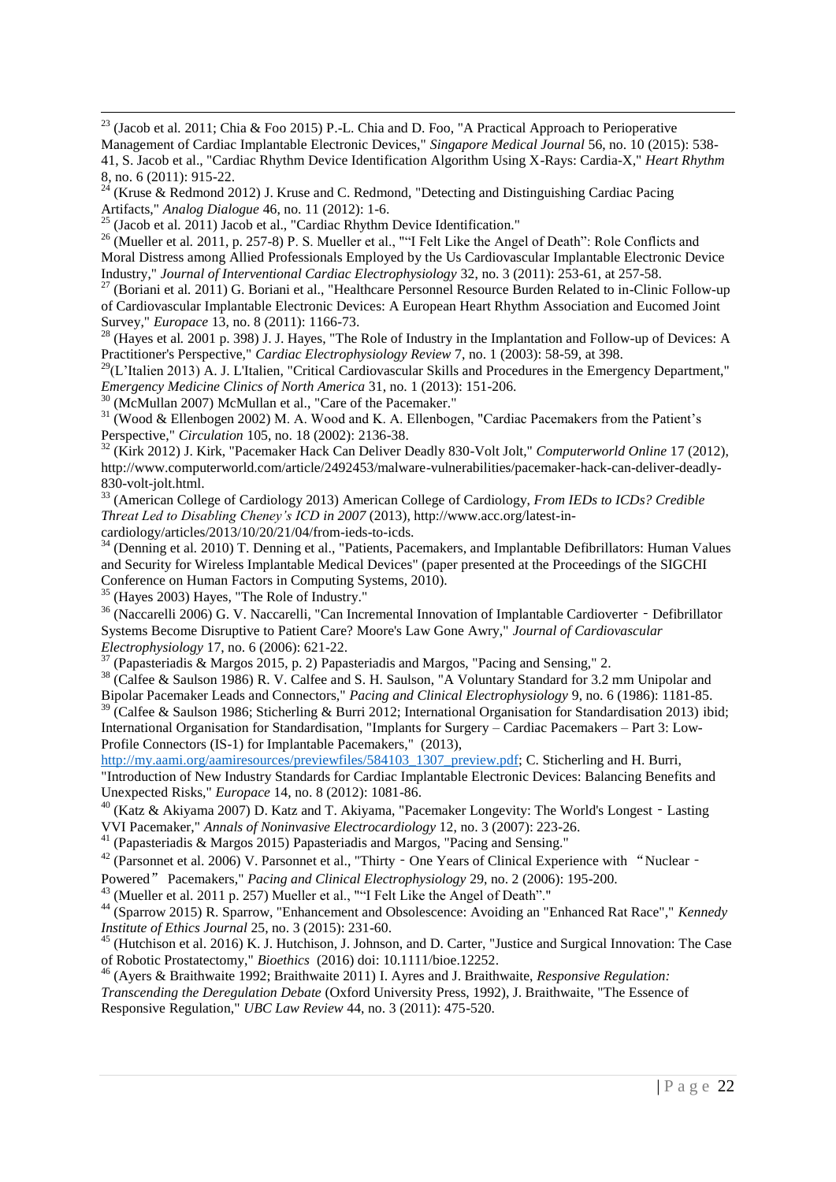[23] (Jacob et al. 2011; Chia & Foo 2015) P.-L. Chia and D. Foo, "A Practical Approach to Perioperative Management of Cardiac Implantable Electronic Devices," *Singapore Medical Journal* 56, no. 10 (2015): 538-41, S. Jacob et al., "Cardiac Rhythm Device Identification Algorithm Using X-Rays: Cardia-X," *Heart Rhythm* 8, no. 6 (2011): 915-22.

[24] (Kruse & Redmond 2012) J. Kruse and C. Redmond, "Detecting and Distinguishing Cardiac Pacing Artifacts," *Analog Dialogue* 46, no. 11 (2012): 1-6.

[25] (Jacob et al. 2011) Jacob et al., "Cardiac Rhythm Device Identification."

[26] (Mueller et al. 2011, p. 257-8) P. S. Mueller et al., ""I Felt Like the Angel of Death": Role Conflicts and Moral Distress among Allied Professionals Employed by the Us Cardiovascular Implantable Electronic Device Industry," *Journal of Interventional Cardiac Electrophysiology* 32, no. 3 (2011): 253-61, at 257-58.

[27] (Boriani et al. 2011) G. Boriani et al., "Healthcare Personnel Resource Burden Related to in-Clinic Follow-up of Cardiovascular Implantable Electronic Devices: A European Heart Rhythm Association and Eucomed Joint Survey," *Europace* 13, no. 8 (2011): 1166-73.

[28] (Hayes et al. 2001 p. 398) J. J. Hayes, "The Role of Industry in the Implantation and Follow-up of Devices: A Practitioner's Perspective," *Cardiac Electrophysiology Review* 7, no. 1 (2003): 58-59, at 398.

[29] (L'Italien 2013) A. J. L'Italien, "Critical Cardiovascular Skills and Procedures in the Emergency Department," *Emergency Medicine Clinics of North America* 31, no. 1 (2013): 151-206.

[30] (McMullan 2007) McMullan et al., "Care of the Pacemaker."

[31] (Wood & Ellenbogen 2002) M. A. Wood and K. A. Ellenbogen, "Cardiac Pacemakers from the Patient's Perspective," *Circulation* 105, no. 18 (2002): 2136-38.

[32] (Kirk 2012) J. Kirk, "Pacemaker Hack Can Deliver Deadly 830-Volt Jolt," *Computerworld Online* 17 (2012), http://www.computerworld.com/article/2492453/malware-vulnerabilities/pacemaker-hack-can-deliver-deadly-830-volt-jolt.html.

[33] (American College of Cardiology 2013) American College of Cardiology, *From IEDs to ICDs? Credible Threat Led to Disabling Cheney's ICD in 2007* (2013), http://www.acc.org/latest-in-cardiology/articles/2013/10/20/21/04/from-ieds-to-icds.

[34] (Denning et al. 2010) T. Denning et al., "Patients, Pacemakers, and Implantable Defibrillators: Human Values and Security for Wireless Implantable Medical Devices" (paper presented at the Proceedings of the SIGCHI Conference on Human Factors in Computing Systems, 2010).

[35] (Hayes 2003) Hayes, "The Role of Industry."

[36] (Naccarelli 2006) G. V. Naccarelli, "Can Incremental Innovation of Implantable Cardioverter - Defibrillator Systems Become Disruptive to Patient Care? Moore's Law Gone Awry," *Journal of Cardiovascular Electrophysiology* 17, no. 6 (2006): 621-22.

[37] (Papasteriadis & Margos 2015, p. 2) Papasteriadis and Margos, "Pacing and Sensing," 2.

[38] (Calfee & Saulson 1986) R. V. Calfee and S. H. Saulson, "A Voluntary Standard for 3.2 mm Unipolar and Bipolar Pacemaker Leads and Connectors," *Pacing and Clinical Electrophysiology* 9, no. 6 (1986): 1181-85.

[39] (Calfee & Saulson 1986; Sticherling & Burri 2012; International Organisation for Standardisation 2013) ibid; International Organisation for Standardisation, "Implants for Surgery – Cardiac Pacemakers – Part 3: Low-Profile Connectors (IS-1) for Implantable Pacemakers," (2013), http://my.aami.org/aamiresources/previewfiles/584103_1307_preview.pdf; C. Sticherling and H. Burri, "Introduction of New Industry Standards for Cardiac Implantable Electronic Devices: Balancing Benefits and Unexpected Risks," *Europace* 14, no. 8 (2012): 1081-86.

[40] (Katz & Akiyama 2007) D. Katz and T. Akiyama, "Pacemaker Longevity: The World's Longest - Lasting VVI Pacemaker," *Annals of Noninvasive Electrocardiology* 12, no. 3 (2007): 223-26.

[41] (Papasteriadis & Margos 2015) Papasteriadis and Margos, "Pacing and Sensing."

[42] (Parsonnet et al. 2006) V. Parsonnet et al., "Thirty - One Years of Clinical Experience with "Nuclear - Powered" Pacemakers," *Pacing and Clinical Electrophysiology* 29, no. 2 (2006): 195-200.

[43] (Mueller et al. 2011 p. 257) Mueller et al., ""I Felt Like the Angel of Death"."

[44] (Sparrow 2015) R. Sparrow, "Enhancement and Obsolescence: Avoiding an "Enhanced Rat Race"," *Kennedy Institute of Ethics Journal* 25, no. 3 (2015): 231-60.

[45] (Hutchison et al. 2016) K. J. Hutchison, J. Johnson, and D. Carter, "Justice and Surgical Innovation: The Case of Robotic Prostatectomy," *Bioethics* (2016) doi: 10.1111/bioe.12252.

[46] (Ayers & Braithwaite 1992; Braithwaite 2011) I. Ayres and J. Braithwaite, *Responsive Regulation: Transcending the Deregulation Debate* (Oxford University Press, 1992), J. Braithwaite, "The Essence of Responsive Regulation," *UBC Law Review* 44, no. 3 (2011): 475-520.